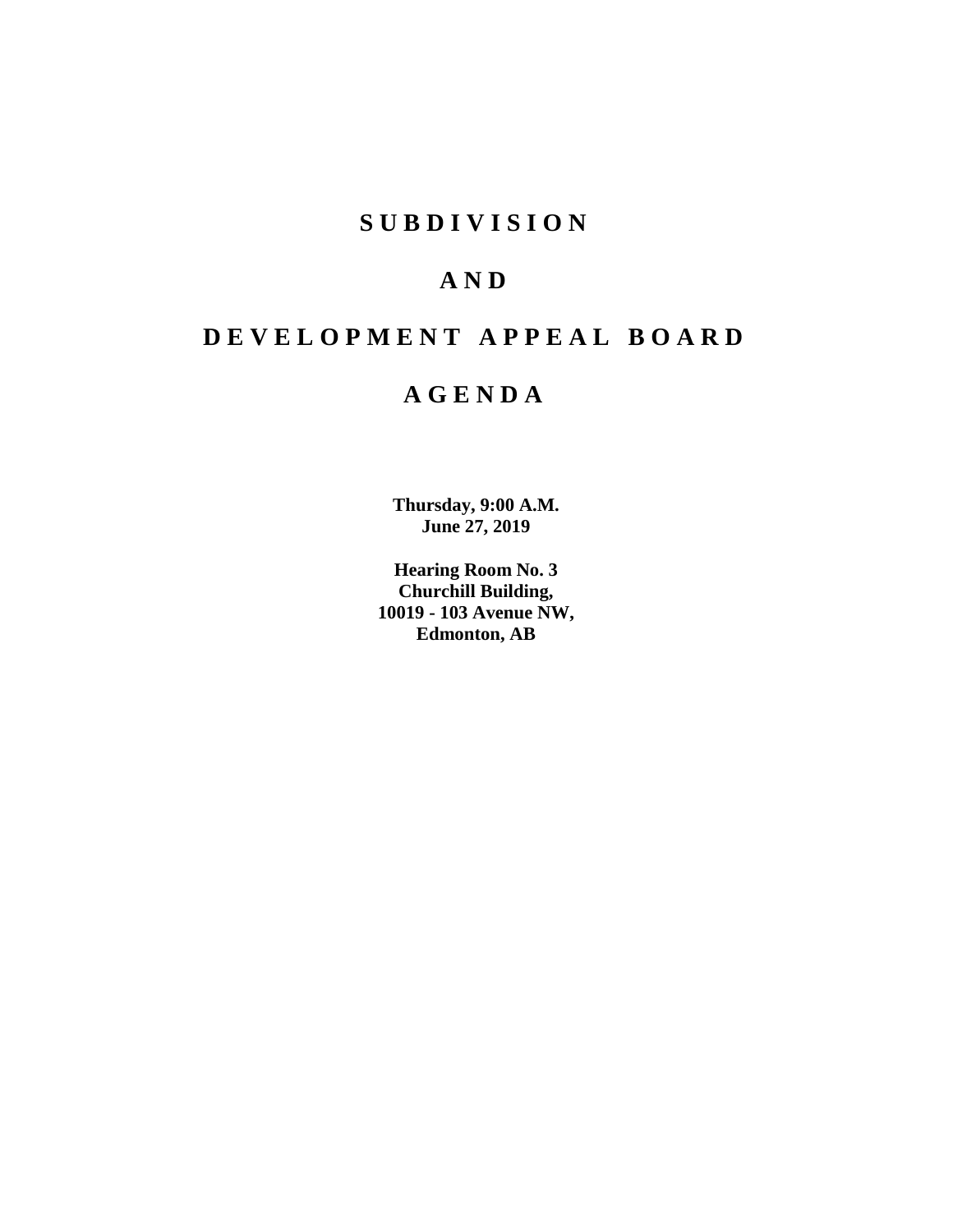# SUBDIVISION

# AND

# DEVELOPMENT APPEAL BOARD

# AGENDA

**Thursday, 9:00 A.M.**
**June 27, 2019**

**Hearing Room No. 3**
**Churchill Building,**
**10019 - 103 Avenue NW,**
**Edmonton, AB**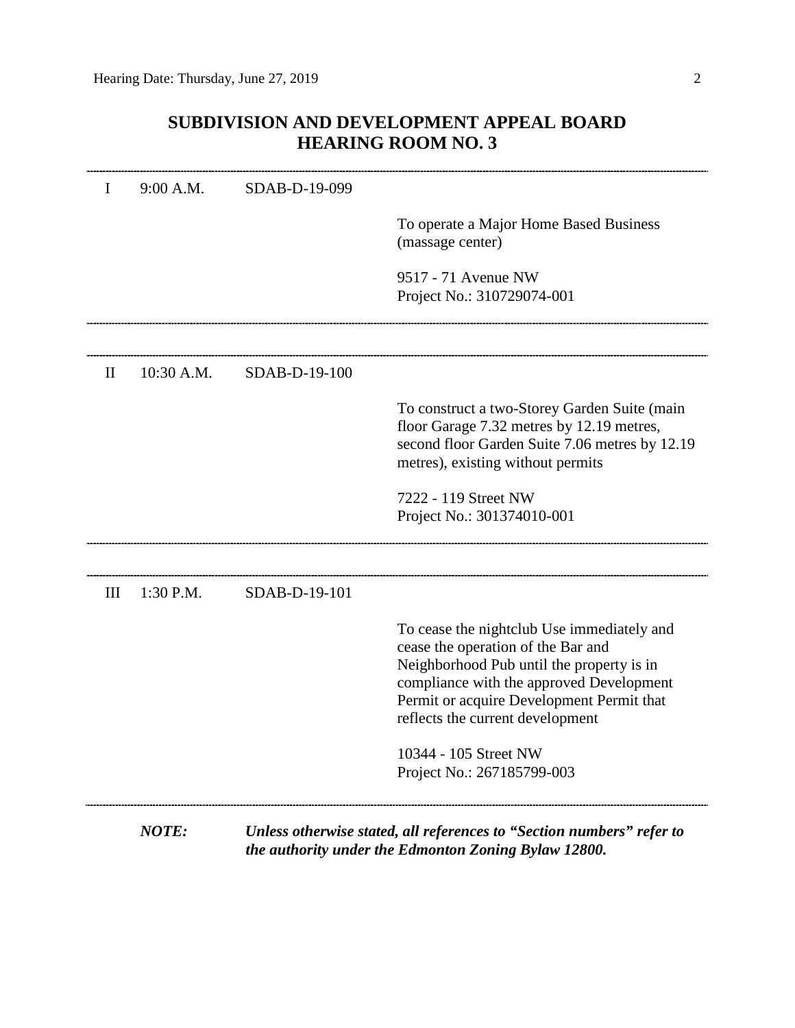# SUBDIVISION AND DEVELOPMENT APPEAL BOARD
# HEARING ROOM NO. 3

---

| | | | |
|---|---|---|---|
| I | 9:00 A.M. | SDAB-D-19-099 | |
| | | | To operate a Major Home Based Business (massage center) |
| | | | 9517 - 71 Avenue NW<br>Project No.: 310729074-001 |

---

| | | | |
|---|---|---|---|
| II | 10:30 A.M. | SDAB-D-19-100 | |
| | | | To construct a two-Storey Garden Suite (main floor Garage 7.32 metres by 12.19 metres, second floor Garden Suite 7.06 metres by 12.19 metres), existing without permits |
| | | | 7222 - 119 Street NW<br>Project No.: 301374010-001 |

---

| | | | |
|---|---|---|---|
| III | 1:30 P.M. | SDAB-D-19-101 | |
| | | | To cease the nightclub Use immediately and cease the operation of the Bar and Neighborhood Pub until the property is in compliance with the approved Development Permit or acquire Development Permit that reflects the current development |
| | | | 10344 - 105 Street NW<br>Project No.: 267185799-003 |

---

***NOTE:*** ***Unless otherwise stated, all references to "Section numbers" refer to the authority under the Edmonton Zoning Bylaw 12800.***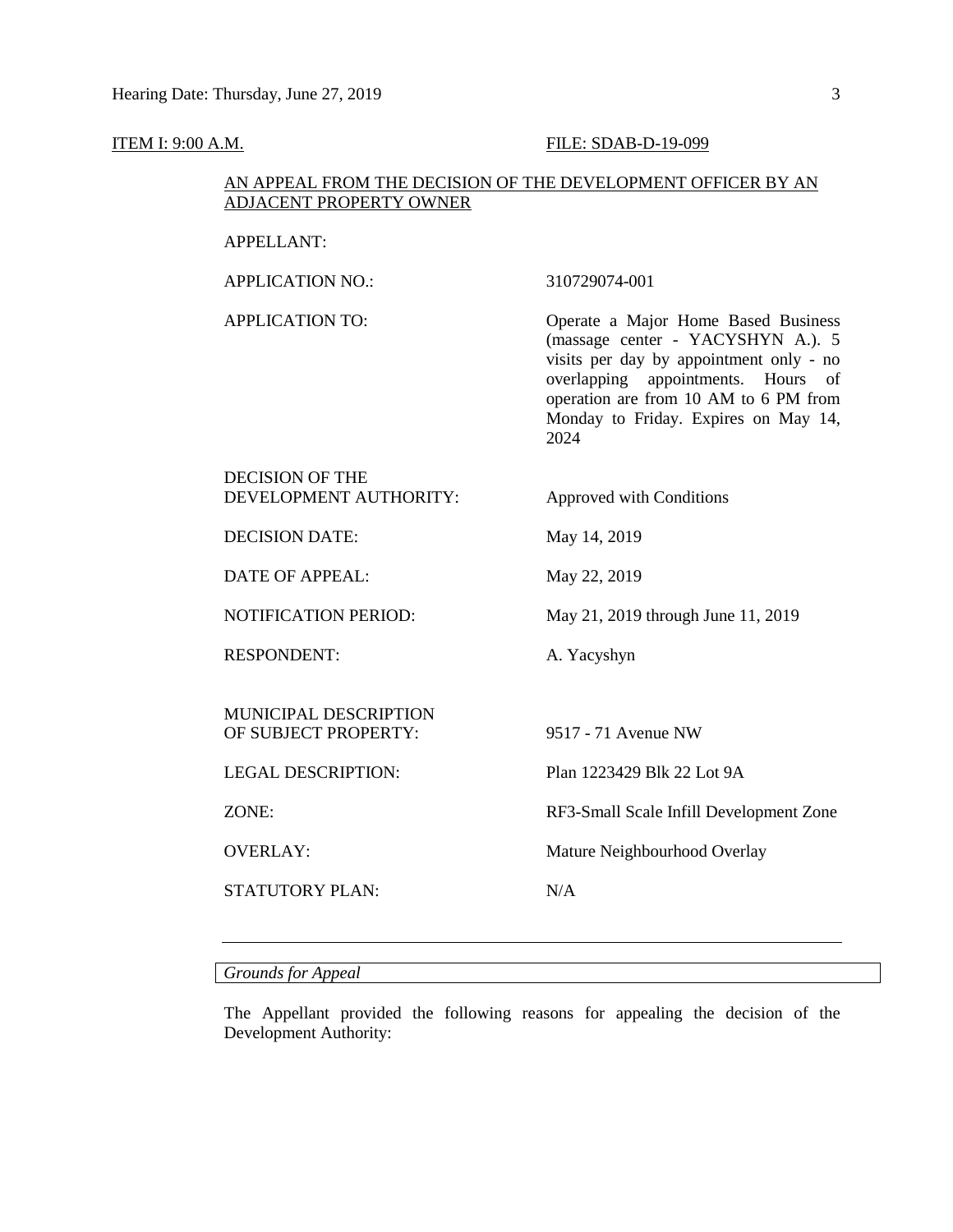ITEM I: 9:00 A.M. FILE: SDAB-D-19-099

AN APPEAL FROM THE DECISION OF THE DEVELOPMENT OFFICER BY AN ADJACENT PROPERTY OWNER

| | |
|---|---|
| APPELLANT: | |
| APPLICATION NO.: | 310729074-001 |
| APPLICATION TO: | Operate a Major Home Based Business (massage center - YACYSHYN A.). 5 visits per day by appointment only - no overlapping appointments. Hours of operation are from 10 AM to 6 PM from Monday to Friday. Expires on May 14, 2024 |
| DECISION OF THE DEVELOPMENT AUTHORITY: | Approved with Conditions |
| DECISION DATE: | May 14, 2019 |
| DATE OF APPEAL: | May 22, 2019 |
| NOTIFICATION PERIOD: | May 21, 2019 through June 11, 2019 |
| RESPONDENT: | A. Yacyshyn |
| MUNICIPAL DESCRIPTION OF SUBJECT PROPERTY: | 9517 - 71 Avenue NW |
| LEGAL DESCRIPTION: | Plan 1223429 Blk 22 Lot 9A |
| ZONE: | RF3-Small Scale Infill Development Zone |
| OVERLAY: | Mature Neighbourhood Overlay |
| STATUTORY PLAN: | N/A |

---

*Grounds for Appeal*

The Appellant provided the following reasons for appealing the decision of the Development Authority: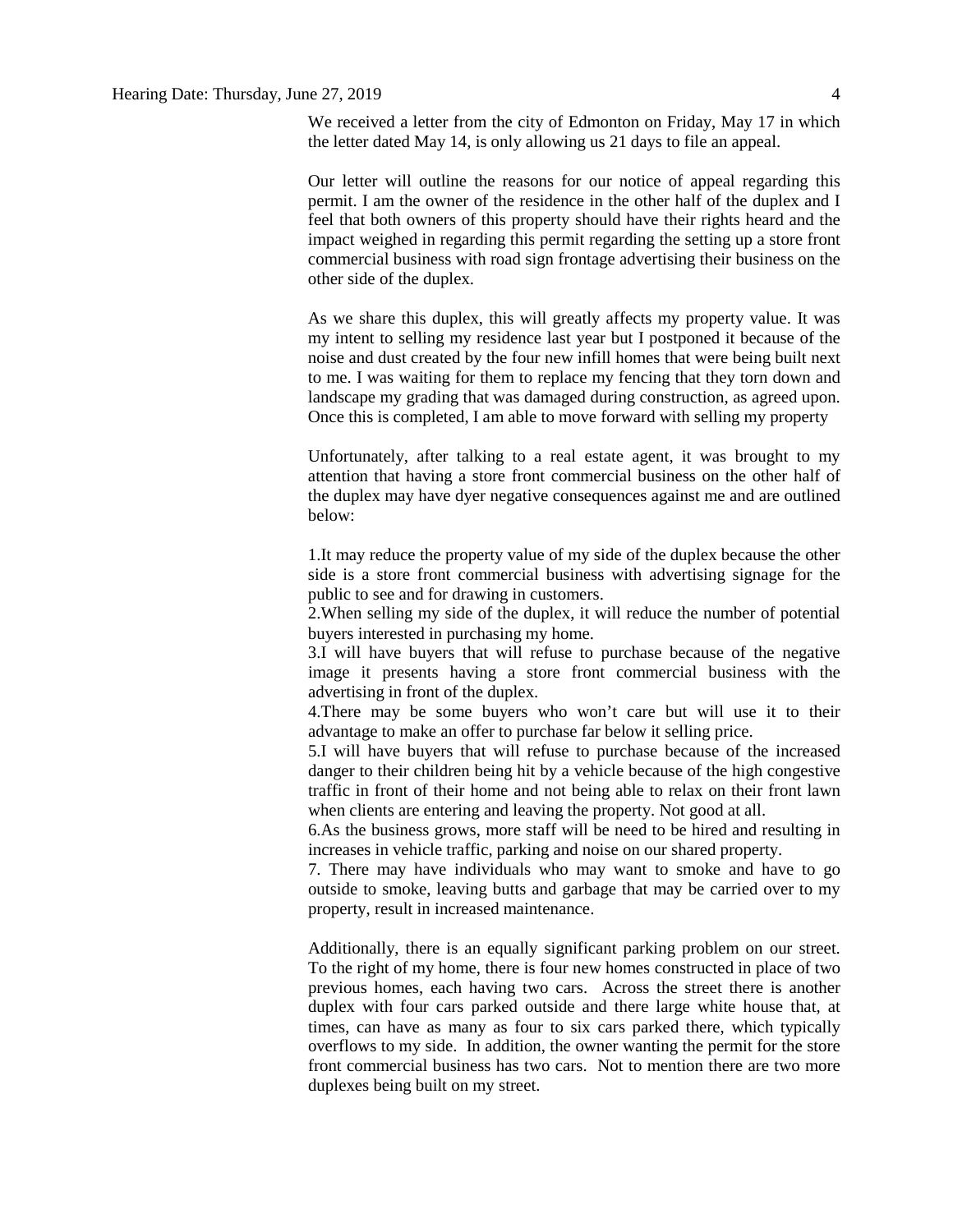We received a letter from the city of Edmonton on Friday, May 17 in which the letter dated May 14, is only allowing us 21 days to file an appeal.

Our letter will outline the reasons for our notice of appeal regarding this permit. I am the owner of the residence in the other half of the duplex and I feel that both owners of this property should have their rights heard and the impact weighed in regarding this permit regarding the setting up a store front commercial business with road sign frontage advertising their business on the other side of the duplex.

As we share this duplex, this will greatly affects my property value. It was my intent to selling my residence last year but I postponed it because of the noise and dust created by the four new infill homes that were being built next to me. I was waiting for them to replace my fencing that they torn down and landscape my grading that was damaged during construction, as agreed upon. Once this is completed, I am able to move forward with selling my property

Unfortunately, after talking to a real estate agent, it was brought to my attention that having a store front commercial business on the other half of the duplex may have dyer negative consequences against me and are outlined below:

1.It may reduce the property value of my side of the duplex because the other side is a store front commercial business with advertising signage for the public to see and for drawing in customers.
2.When selling my side of the duplex, it will reduce the number of potential buyers interested in purchasing my home.
3.I will have buyers that will refuse to purchase because of the negative image it presents having a store front commercial business with the advertising in front of the duplex.
4.There may be some buyers who won't care but will use it to their advantage to make an offer to purchase far below it selling price.
5.I will have buyers that will refuse to purchase because of the increased danger to their children being hit by a vehicle because of the high congestive traffic in front of their home and not being able to relax on their front lawn when clients are entering and leaving the property. Not good at all.
6.As the business grows, more staff will be need to be hired and resulting in increases in vehicle traffic, parking and noise on our shared property.
7. There may have individuals who may want to smoke and have to go outside to smoke, leaving butts and garbage that may be carried over to my property, result in increased maintenance.

Additionally, there is an equally significant parking problem on our street. To the right of my home, there is four new homes constructed in place of two previous homes, each having two cars. Across the street there is another duplex with four cars parked outside and there large white house that, at times, can have as many as four to six cars parked there, which typically overflows to my side. In addition, the owner wanting the permit for the store front commercial business has two cars. Not to mention there are two more duplexes being built on my street.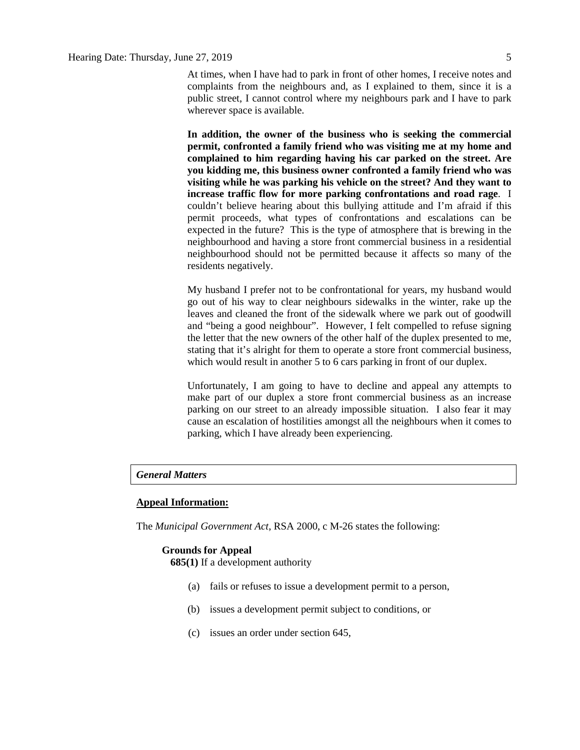At times, when I have had to park in front of other homes, I receive notes and complaints from the neighbours and, as I explained to them, since it is a public street, I cannot control where my neighbours park and I have to park wherever space is available.

**In addition, the owner of the business who is seeking the commercial permit, confronted a family friend who was visiting me at my home and complained to him regarding having his car parked on the street. Are you kidding me, this business owner confronted a family friend who was visiting while he was parking his vehicle on the street? And they want to increase traffic flow for more parking confrontations and road rage**. I couldn't believe hearing about this bullying attitude and I'm afraid if this permit proceeds, what types of confrontations and escalations can be expected in the future? This is the type of atmosphere that is brewing in the neighbourhood and having a store front commercial business in a residential neighbourhood should not be permitted because it affects so many of the residents negatively.

My husband I prefer not to be confrontational for years, my husband would go out of his way to clear neighbours sidewalks in the winter, rake up the leaves and cleaned the front of the sidewalk where we park out of goodwill and "being a good neighbour". However, I felt compelled to refuse signing the letter that the new owners of the other half of the duplex presented to me, stating that it's alright for them to operate a store front commercial business, which would result in another 5 to 6 cars parking in front of our duplex.

Unfortunately, I am going to have to decline and appeal any attempts to make part of our duplex a store front commercial business as an increase parking on our street to an already impossible situation. I also fear it may cause an escalation of hostilities amongst all the neighbours when it comes to parking, which I have already been experiencing.

***General Matters***

**Appeal Information:**

The *Municipal Government Act*, RSA 2000, c M-26 states the following:

**Grounds for Appeal**

**685(1)** If a development authority

(a) fails or refuses to issue a development permit to a person,

(b) issues a development permit subject to conditions, or

(c) issues an order under section 645,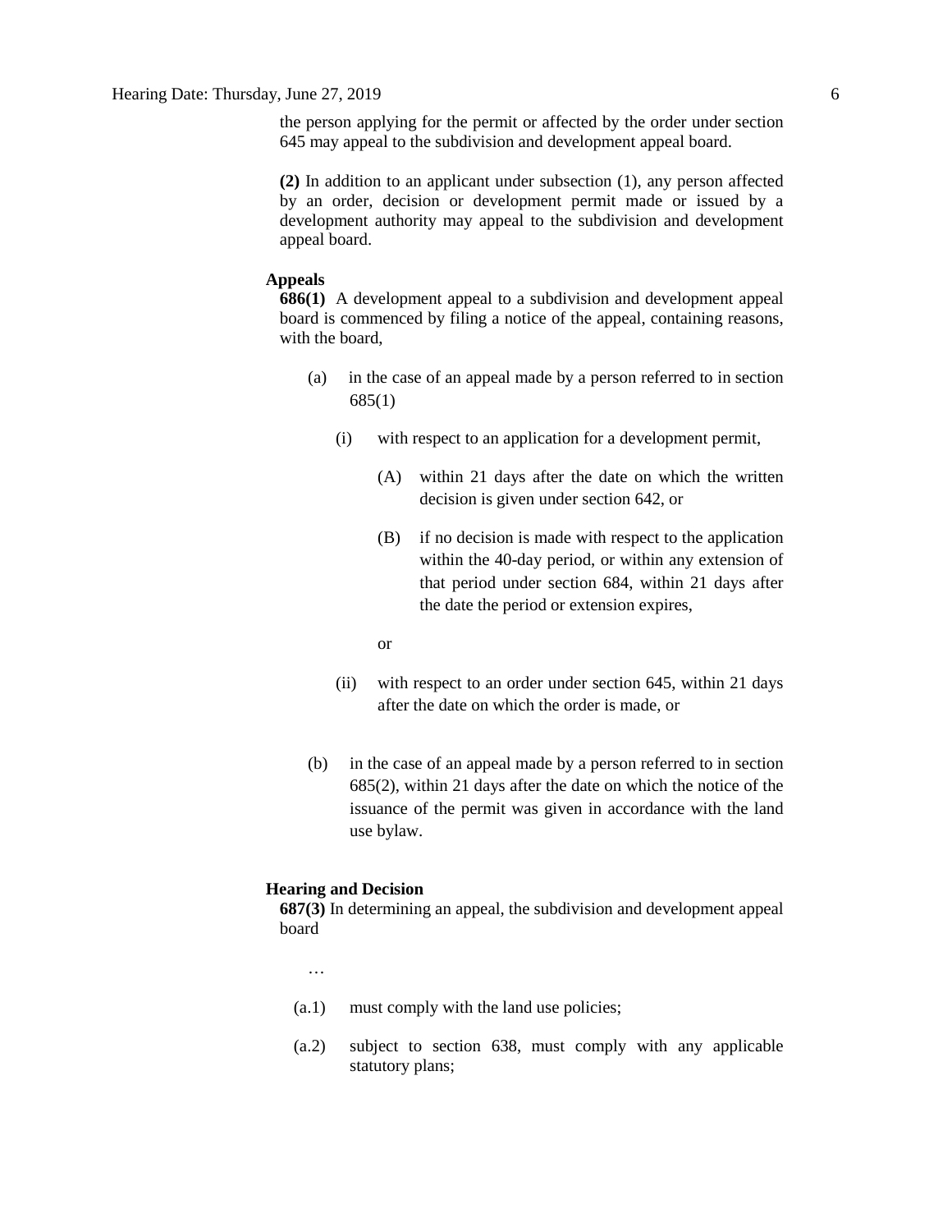the person applying for the permit or affected by the order under section 645 may appeal to the subdivision and development appeal board.

**(2)** In addition to an applicant under subsection (1), any person affected by an order, decision or development permit made or issued by a development authority may appeal to the subdivision and development appeal board.

**Appeals**

**686(1)** A development appeal to a subdivision and development appeal board is commenced by filing a notice of the appeal, containing reasons, with the board,

(a) in the case of an appeal made by a person referred to in section 685(1)

(i) with respect to an application for a development permit,

(A) within 21 days after the date on which the written decision is given under section 642, or

(B) if no decision is made with respect to the application within the 40-day period, or within any extension of that period under section 684, within 21 days after the date the period or extension expires,

or

(ii) with respect to an order under section 645, within 21 days after the date on which the order is made, or

(b) in the case of an appeal made by a person referred to in section 685(2), within 21 days after the date on which the notice of the issuance of the permit was given in accordance with the land use bylaw.

**Hearing and Decision**

**687(3)** In determining an appeal, the subdivision and development appeal board

…

(a.1) must comply with the land use policies;

(a.2) subject to section 638, must comply with any applicable statutory plans;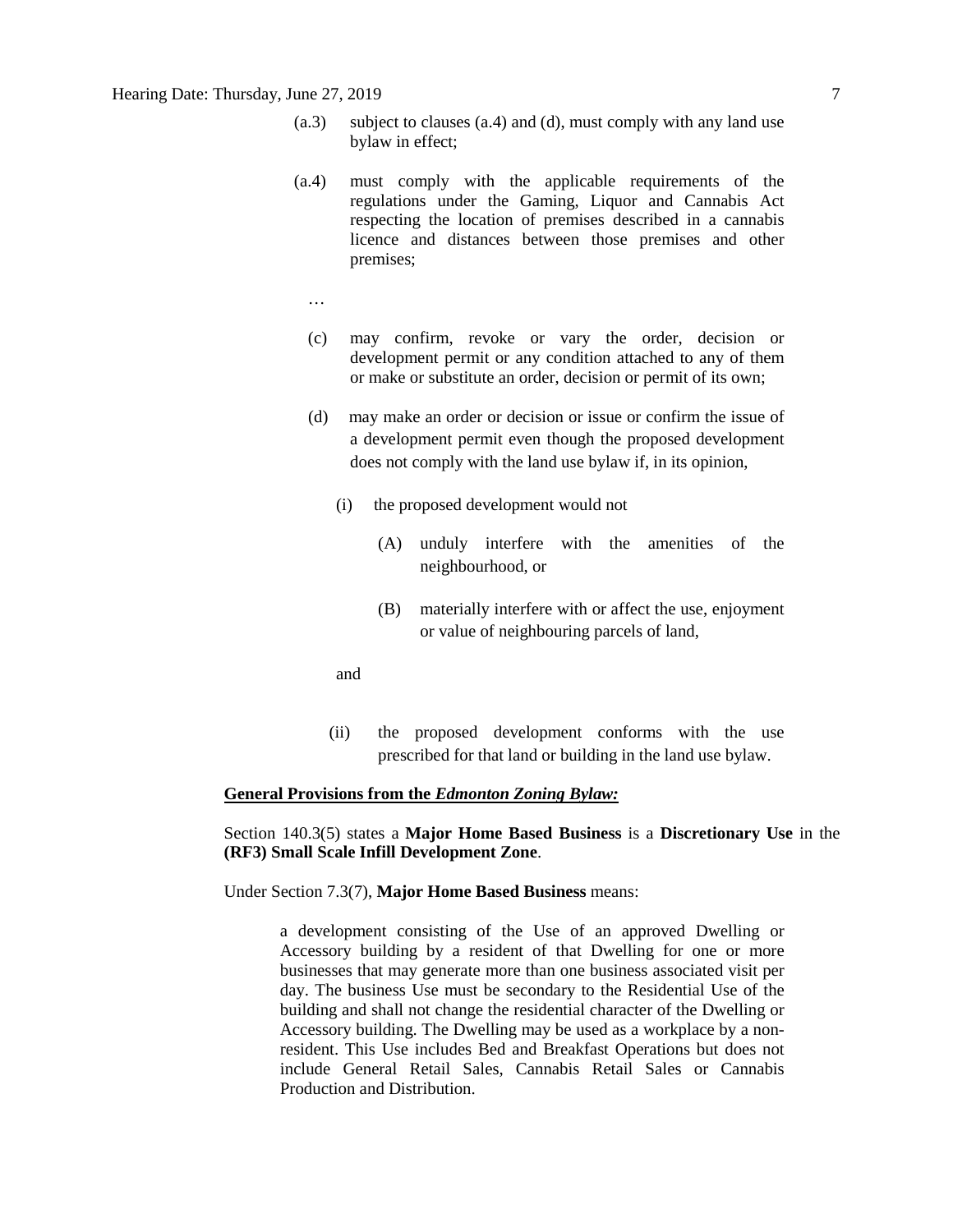(a.3) subject to clauses (a.4) and (d), must comply with any land use bylaw in effect;

(a.4) must comply with the applicable requirements of the regulations under the Gaming, Liquor and Cannabis Act respecting the location of premises described in a cannabis licence and distances between those premises and other premises;

…

(c) may confirm, revoke or vary the order, decision or development permit or any condition attached to any of them or make or substitute an order, decision or permit of its own;

(d) may make an order or decision or issue or confirm the issue of a development permit even though the proposed development does not comply with the land use bylaw if, in its opinion,

(i) the proposed development would not

(A) unduly interfere with the amenities of the neighbourhood, or

(B) materially interfere with or affect the use, enjoyment or value of neighbouring parcels of land,

and

(ii) the proposed development conforms with the use prescribed for that land or building in the land use bylaw.

**General Provisions from the *Edmonton Zoning Bylaw:***

Section 140.3(5) states a **Major Home Based Business** is a **Discretionary Use** in the **(RF3) Small Scale Infill Development Zone**.

Under Section 7.3(7), **Major Home Based Business** means:

> a development consisting of the Use of an approved Dwelling or Accessory building by a resident of that Dwelling for one or more businesses that may generate more than one business associated visit per day. The business Use must be secondary to the Residential Use of the building and shall not change the residential character of the Dwelling or Accessory building. The Dwelling may be used as a workplace by a non-resident. This Use includes Bed and Breakfast Operations but does not include General Retail Sales, Cannabis Retail Sales or Cannabis Production and Distribution.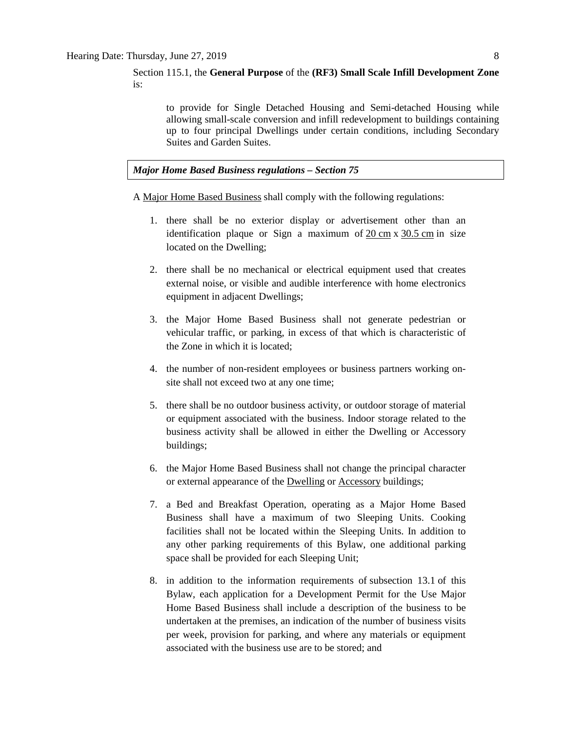Section 115.1, the **General Purpose** of the **(RF3) Small Scale Infill Development Zone** is:

> to provide for Single Detached Housing and Semi-detached Housing while allowing small-scale conversion and infill redevelopment to buildings containing up to four principal Dwellings under certain conditions, including Secondary Suites and Garden Suites.

***Major Home Based Business regulations – Section 75***

A Major Home Based Business shall comply with the following regulations:

1. there shall be no exterior display or advertisement other than an identification plaque or Sign a maximum of 20 cm x 30.5 cm in size located on the Dwelling;
2. there shall be no mechanical or electrical equipment used that creates external noise, or visible and audible interference with home electronics equipment in adjacent Dwellings;
3. the Major Home Based Business shall not generate pedestrian or vehicular traffic, or parking, in excess of that which is characteristic of the Zone in which it is located;
4. the number of non-resident employees or business partners working on-site shall not exceed two at any one time;
5. there shall be no outdoor business activity, or outdoor storage of material or equipment associated with the business. Indoor storage related to the business activity shall be allowed in either the Dwelling or Accessory buildings;
6. the Major Home Based Business shall not change the principal character or external appearance of the Dwelling or Accessory buildings;
7. a Bed and Breakfast Operation, operating as a Major Home Based Business shall have a maximum of two Sleeping Units. Cooking facilities shall not be located within the Sleeping Units. In addition to any other parking requirements of this Bylaw, one additional parking space shall be provided for each Sleeping Unit;
8. in addition to the information requirements of subsection 13.1 of this Bylaw, each application for a Development Permit for the Use Major Home Based Business shall include a description of the business to be undertaken at the premises, an indication of the number of business visits per week, provision for parking, and where any materials or equipment associated with the business use are to be stored; and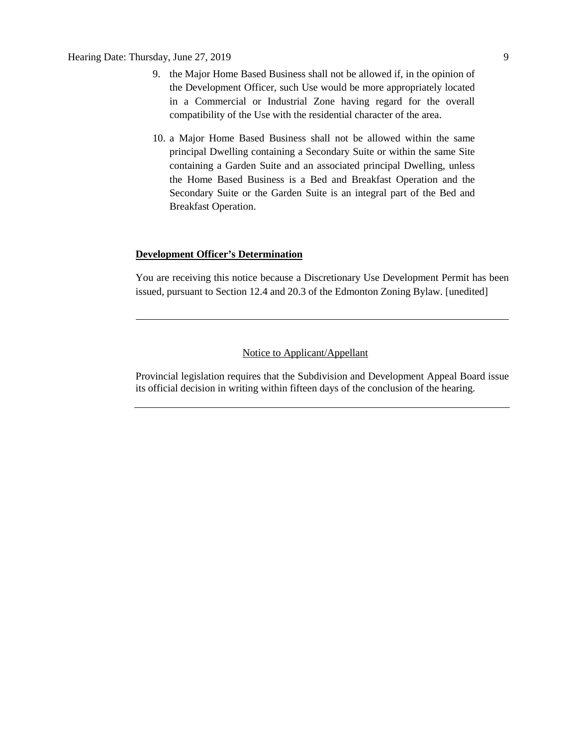9. the Major Home Based Business shall not be allowed if, in the opinion of the Development Officer, such Use would be more appropriately located in a Commercial or Industrial Zone having regard for the overall compatibility of the Use with the residential character of the area.

10. a Major Home Based Business shall not be allowed within the same principal Dwelling containing a Secondary Suite or within the same Site containing a Garden Suite and an associated principal Dwelling, unless the Home Based Business is a Bed and Breakfast Operation and the Secondary Suite or the Garden Suite is an integral part of the Bed and Breakfast Operation.

**Development Officer's Determination**

You are receiving this notice because a Discretionary Use Development Permit has been issued, pursuant to Section 12.4 and 20.3 of the Edmonton Zoning Bylaw. [unedited]

---

Notice to Applicant/Appellant

Provincial legislation requires that the Subdivision and Development Appeal Board issue its official decision in writing within fifteen days of the conclusion of the hearing.

---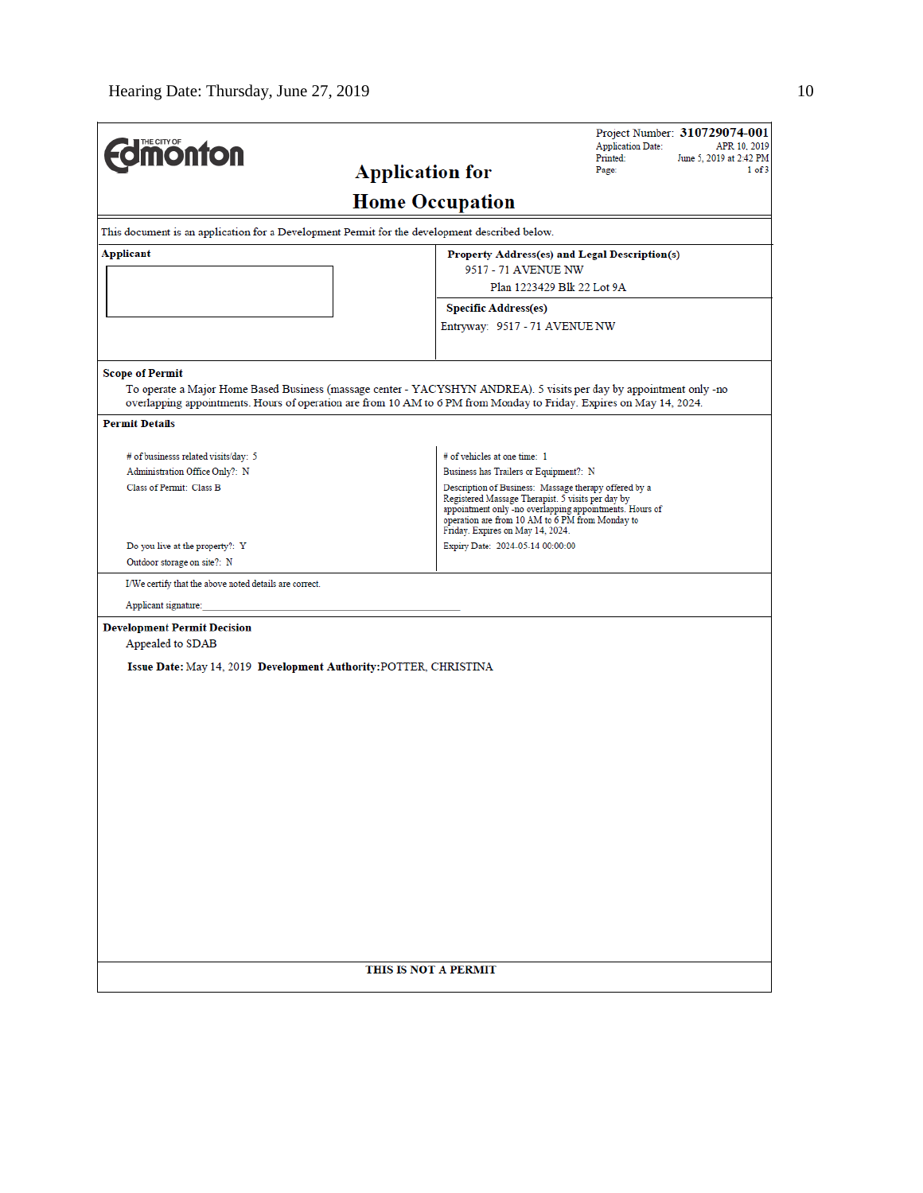Project Number: **310729074-001**
Application Date: APR 10, 2019
Printed: June 5, 2019 at 2:42 PM
Page: 1 of 3

THE CITY OF Edmonton

# Application for
# Home Occupation

This document is an application for a Development Permit for the development described below.

**Applicant**

**Property Address(es) and Legal Description(s)**
9517 - 71 AVENUE NW
Plan 1223429 Blk 22 Lot 9A

**Specific Address(es)**
Entryway: 9517 - 71 AVENUE NW

**Scope of Permit**

To operate a Major Home Based Business (massage center - YACYSHYN ANDREA). 5 visits per day by appointment only -no overlapping appointments. Hours of operation are from 10 AM to 6 PM from Monday to Friday. Expires on May 14, 2024.

**Permit Details**

# of businesss related visits/day: 5
Administration Office Only?: N
Class of Permit: Class B

Do you live at the property?: Y
Outdoor storage on site?: N

# of vehicles at one time: 1
Business has Trailers or Equipment?: N
Description of Business: Massage therapy offered by a Registered Massage Therapist. 5 visits per day by appointment only -no overlapping appointments. Hours of operation are from 10 AM to 6 PM from Monday to Friday. Expires on May 14, 2024.
Expiry Date: 2024-05-14 00:00:00

I/We certify that the above noted details are correct.

Applicant signature:______________________________

**Development Permit Decision**

Appealed to SDAB

**Issue Date:** May 14, 2019 **Development Authority:** POTTER, CHRISTINA

**THIS IS NOT A PERMIT**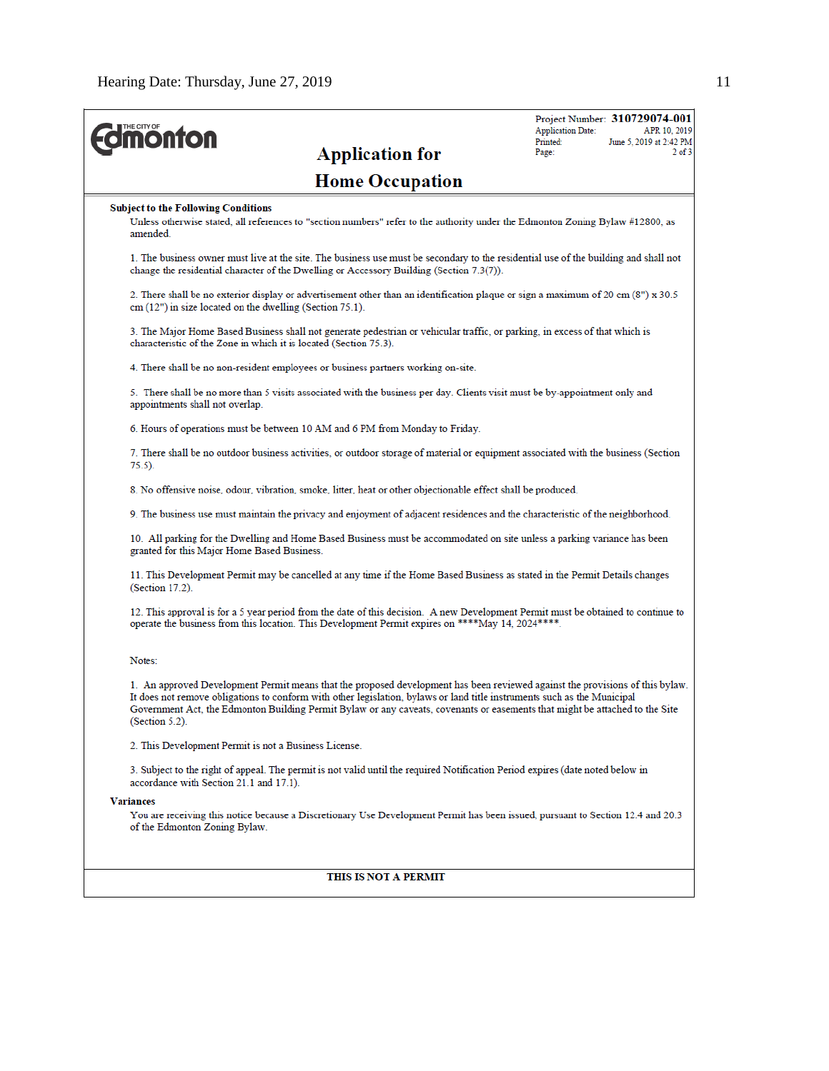**Project Number: 310729074-001**
Application Date: APR 10, 2019
Printed: June 5, 2019 at 2:42 PM
Page: 2 of 3

# Application for Home Occupation

**Subject to the Following Conditions**

Unless otherwise stated, all references to "section numbers" refer to the authority under the Edmonton Zoning Bylaw #12800, as amended.

1. The business owner must live at the site. The business use must be secondary to the residential use of the building and shall not change the residential character of the Dwelling or Accessory Building (Section 7.3(7)).

2. There shall be no exterior display or advertisement other than an identification plaque or sign a maximum of 20 cm (8") x 30.5 cm (12") in size located on the dwelling (Section 75.1).

3. The Major Home Based Business shall not generate pedestrian or vehicular traffic, or parking, in excess of that which is characteristic of the Zone in which it is located (Section 75.3).

4. There shall be no non-resident employees or business partners working on-site.

5. There shall be no more than 5 visits associated with the business per day. Clients visit must be by-appointment only and appointments shall not overlap.

6. Hours of operations must be between 10 AM and 6 PM from Monday to Friday.

7. There shall be no outdoor business activities, or outdoor storage of material or equipment associated with the business (Section 75.5).

8. No offensive noise, odour, vibration, smoke, litter, heat or other objectionable effect shall be produced.

9. The business use must maintain the privacy and enjoyment of adjacent residences and the characteristic of the neighborhood.

10. All parking for the Dwelling and Home Based Business must be accommodated on site unless a parking variance has been granted for this Major Home Based Business.

11. This Development Permit may be cancelled at any time if the Home Based Business as stated in the Permit Details changes (Section 17.2).

12. This approval is for a 5 year period from the date of this decision. A new Development Permit must be obtained to continue to operate the business from this location. This Development Permit expires on ****May 14, 2024****.

Notes:

1. An approved Development Permit means that the proposed development has been reviewed against the provisions of this bylaw. It does not remove obligations to conform with other legislation, bylaws or land title instruments such as the Municipal Government Act, the Edmonton Building Permit Bylaw or any caveats, covenants or easements that might be attached to the Site (Section 5.2).

2. This Development Permit is not a Business License.

3. Subject to the right of appeal. The permit is not valid until the required Notification Period expires (date noted below in accordance with Section 21.1 and 17.1).

**Variances**

You are receiving this notice because a Discretionary Use Development Permit has been issued, pursuant to Section 12.4 and 20.3 of the Edmonton Zoning Bylaw.

**THIS IS NOT A PERMIT**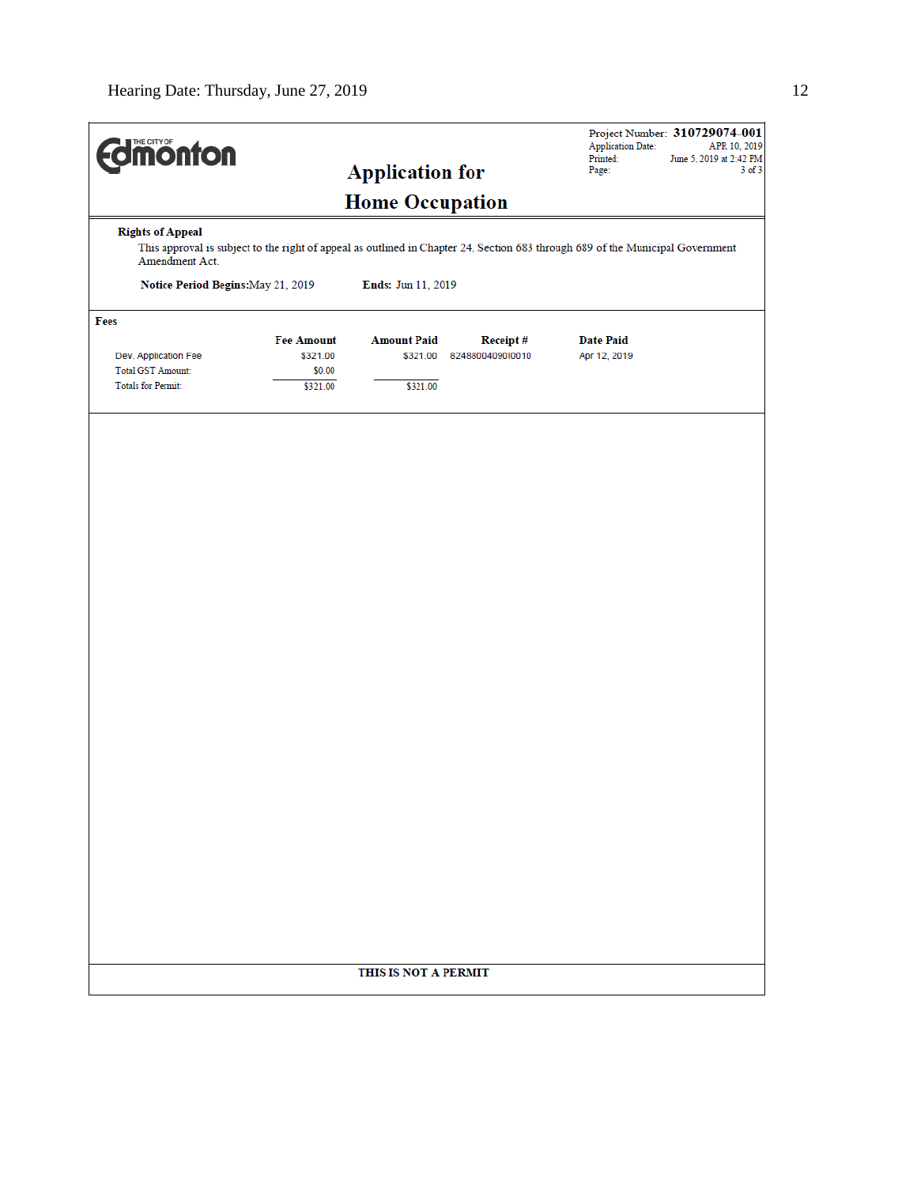Hearing Date: Thursday, June 27, 2019

THE CITY OF Edmonton

# Application for Home Occupation

Project Number: **310729074-001**
Application Date: APR 10, 2019
Printed: June 5, 2019 at 2:42 PM
Page: 3 of 3

**Rights of Appeal**

This approval is subject to the right of appeal as outlined in Chapter 24, Section 683 through 689 of the Municipal Government Amendment Act.

**Notice Period Begins:** May 21, 2019 **Ends:** Jun 11, 2019

**Fees**

| | Fee Amount | Amount Paid | Receipt # | Date Paid |
|---|---|---|---|---|
| Dev. Application Fee | $321.00 | $321.00 | 824880040901001O | Apr 12, 2019 |
| Total GST Amount: | $0.00 | | | |
| Totals for Permit: | $321.00 | $321.00 | | |

**THIS IS NOT A PERMIT**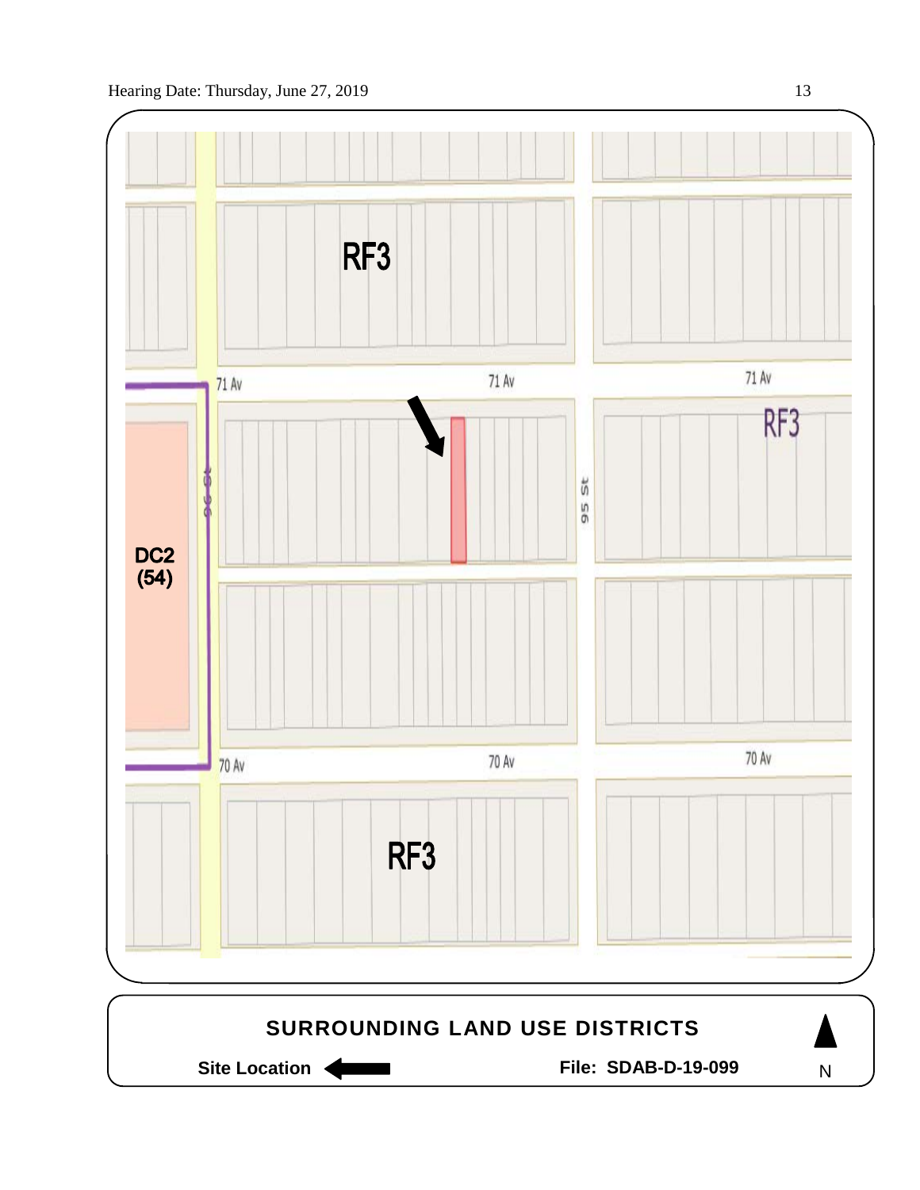RF3

71 Av

71 Av

71 Av

RF3

96 St

95 St

DC2
(54)

70 Av

70 Av

70 Av

RF3

**SURROUNDING LAND USE DISTRICTS**

**Site Location** ⟵

**File: SDAB-D-19-099**

N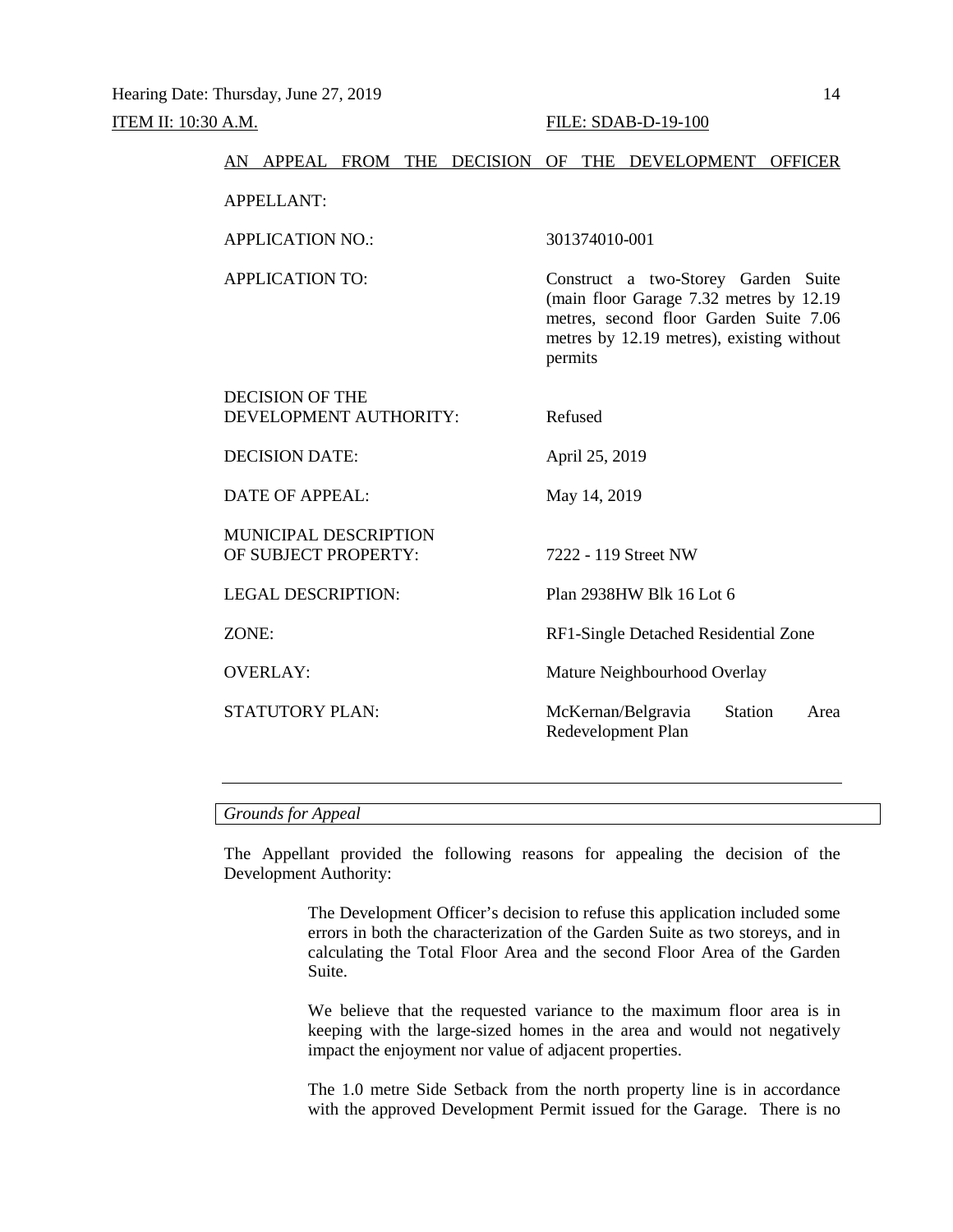ITEM II: 10:30 A.M. FILE: SDAB-D-19-100

AN APPEAL FROM THE DECISION OF THE DEVELOPMENT OFFICER

| | |
|---|---|
| APPELLANT: | |
| APPLICATION NO.: | 301374010-001 |
| APPLICATION TO: | Construct a two-Storey Garden Suite (main floor Garage 7.32 metres by 12.19 metres, second floor Garden Suite 7.06 metres by 12.19 metres), existing without permits |
| DECISION OF THE DEVELOPMENT AUTHORITY: | Refused |
| DECISION DATE: | April 25, 2019 |
| DATE OF APPEAL: | May 14, 2019 |
| MUNICIPAL DESCRIPTION OF SUBJECT PROPERTY: | 7222 - 119 Street NW |
| LEGAL DESCRIPTION: | Plan 2938HW Blk 16 Lot 6 |
| ZONE: | RF1-Single Detached Residential Zone |
| OVERLAY: | Mature Neighbourhood Overlay |
| STATUTORY PLAN: | McKernan/Belgravia Station Area Redevelopment Plan |

---

*Grounds for Appeal*

The Appellant provided the following reasons for appealing the decision of the Development Authority:

> The Development Officer's decision to refuse this application included some errors in both the characterization of the Garden Suite as two storeys, and in calculating the Total Floor Area and the second Floor Area of the Garden Suite.
>
> We believe that the requested variance to the maximum floor area is in keeping with the large-sized homes in the area and would not negatively impact the enjoyment nor value of adjacent properties.
>
> The 1.0 metre Side Setback from the north property line is in accordance with the approved Development Permit issued for the Garage. There is no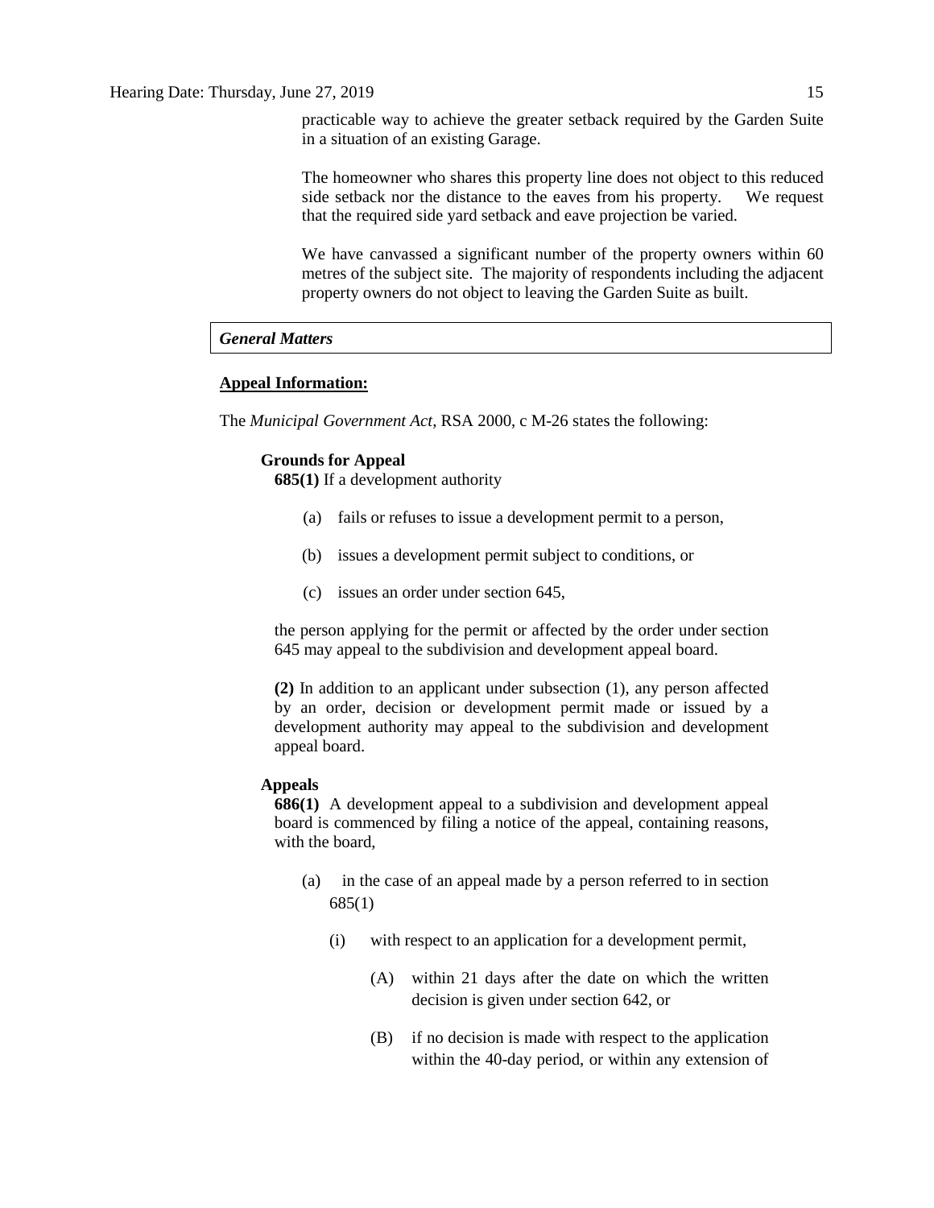practicable way to achieve the greater setback required by the Garden Suite in a situation of an existing Garage.

The homeowner who shares this property line does not object to this reduced side setback nor the distance to the eaves from his property. We request that the required side yard setback and eave projection be varied.

We have canvassed a significant number of the property owners within 60 metres of the subject site. The majority of respondents including the adjacent property owners do not object to leaving the Garden Suite as built.

***General Matters***

**<u>Appeal Information:</u>**

The *Municipal Government Act*, RSA 2000, c M-26 states the following:

**Grounds for Appeal**

**685(1)** If a development authority

(a) fails or refuses to issue a development permit to a person,

(b) issues a development permit subject to conditions, or

(c) issues an order under section 645,

the person applying for the permit or affected by the order under section 645 may appeal to the subdivision and development appeal board.

**(2)** In addition to an applicant under subsection (1), any person affected by an order, decision or development permit made or issued by a development authority may appeal to the subdivision and development appeal board.

**Appeals**

**686(1)** A development appeal to a subdivision and development appeal board is commenced by filing a notice of the appeal, containing reasons, with the board,

(a) in the case of an appeal made by a person referred to in section 685(1)

(i) with respect to an application for a development permit,

(A) within 21 days after the date on which the written decision is given under section 642, or

(B) if no decision is made with respect to the application within the 40-day period, or within any extension of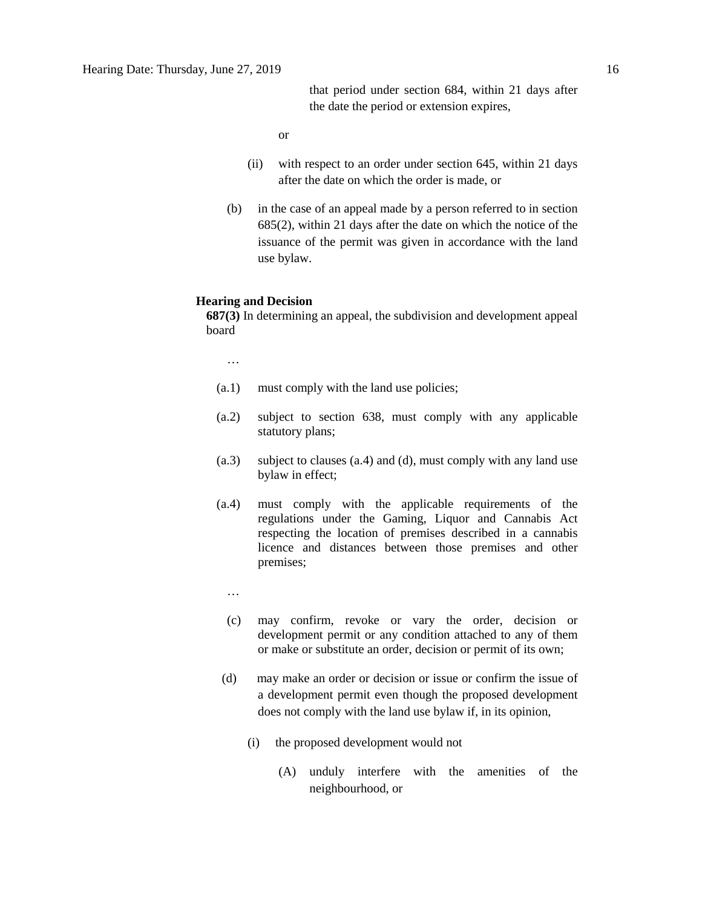that period under section 684, within 21 days after the date the period or extension expires,

or

(ii) with respect to an order under section 645, within 21 days after the date on which the order is made, or

(b) in the case of an appeal made by a person referred to in section 685(2), within 21 days after the date on which the notice of the issuance of the permit was given in accordance with the land use bylaw.

**Hearing and Decision**

**687(3)** In determining an appeal, the subdivision and development appeal board

…

(a.1) must comply with the land use policies;

(a.2) subject to section 638, must comply with any applicable statutory plans;

(a.3) subject to clauses (a.4) and (d), must comply with any land use bylaw in effect;

(a.4) must comply with the applicable requirements of the regulations under the Gaming, Liquor and Cannabis Act respecting the location of premises described in a cannabis licence and distances between those premises and other premises;

…

(c) may confirm, revoke or vary the order, decision or development permit or any condition attached to any of them or make or substitute an order, decision or permit of its own;

(d) may make an order or decision or issue or confirm the issue of a development permit even though the proposed development does not comply with the land use bylaw if, in its opinion,

(i) the proposed development would not

(A) unduly interfere with the amenities of the neighbourhood, or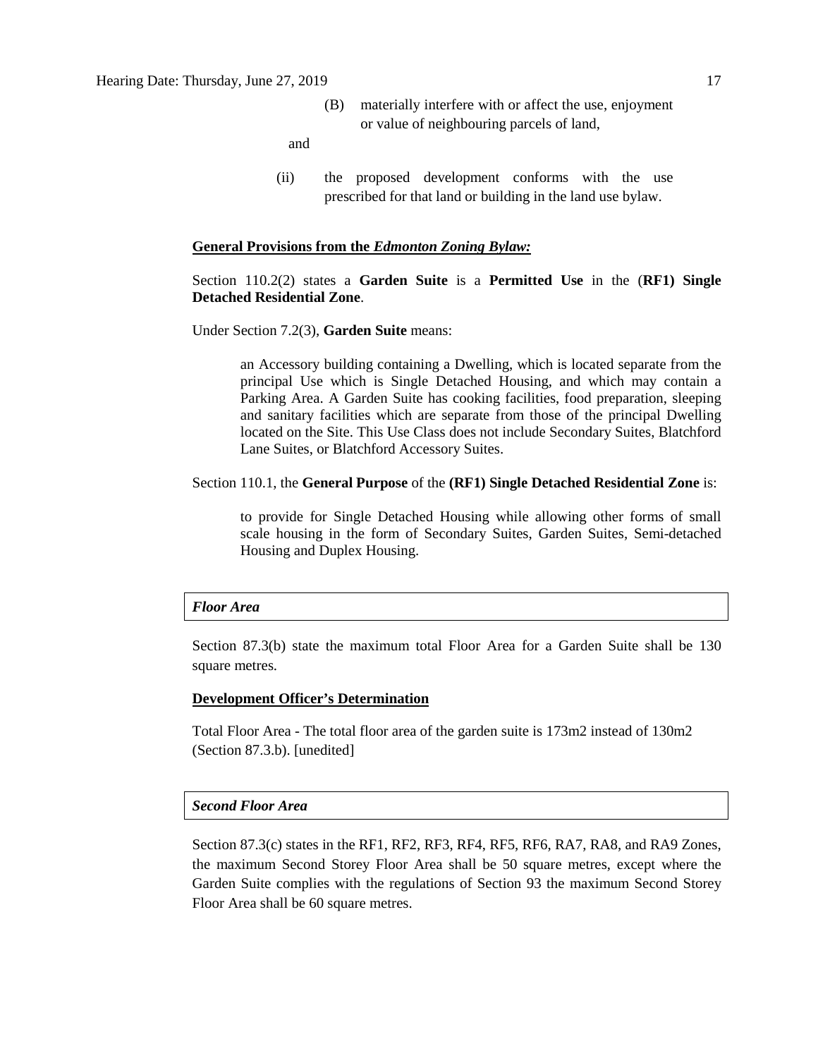(B) materially interfere with or affect the use, enjoyment or value of neighbouring parcels of land,

and

(ii) the proposed development conforms with the use prescribed for that land or building in the land use bylaw.

**General Provisions from the *Edmonton Zoning Bylaw:***

Section 110.2(2) states a **Garden Suite** is a **Permitted Use** in the (**RF1) Single Detached Residential Zone**.

Under Section 7.2(3), **Garden Suite** means:

> an Accessory building containing a Dwelling, which is located separate from the principal Use which is Single Detached Housing, and which may contain a Parking Area. A Garden Suite has cooking facilities, food preparation, sleeping and sanitary facilities which are separate from those of the principal Dwelling located on the Site. This Use Class does not include Secondary Suites, Blatchford Lane Suites, or Blatchford Accessory Suites.

Section 110.1, the **General Purpose** of the **(RF1) Single Detached Residential Zone** is:

> to provide for Single Detached Housing while allowing other forms of small scale housing in the form of Secondary Suites, Garden Suites, Semi-detached Housing and Duplex Housing.

***Floor Area***

Section 87.3(b) state the maximum total Floor Area for a Garden Suite shall be 130 square metres.

**Development Officer's Determination**

Total Floor Area - The total floor area of the garden suite is 173m2 instead of 130m2 (Section 87.3.b). [unedited]

***Second Floor Area***

Section 87.3(c) states in the RF1, RF2, RF3, RF4, RF5, RF6, RA7, RA8, and RA9 Zones, the maximum Second Storey Floor Area shall be 50 square metres, except where the Garden Suite complies with the regulations of Section 93 the maximum Second Storey Floor Area shall be 60 square metres.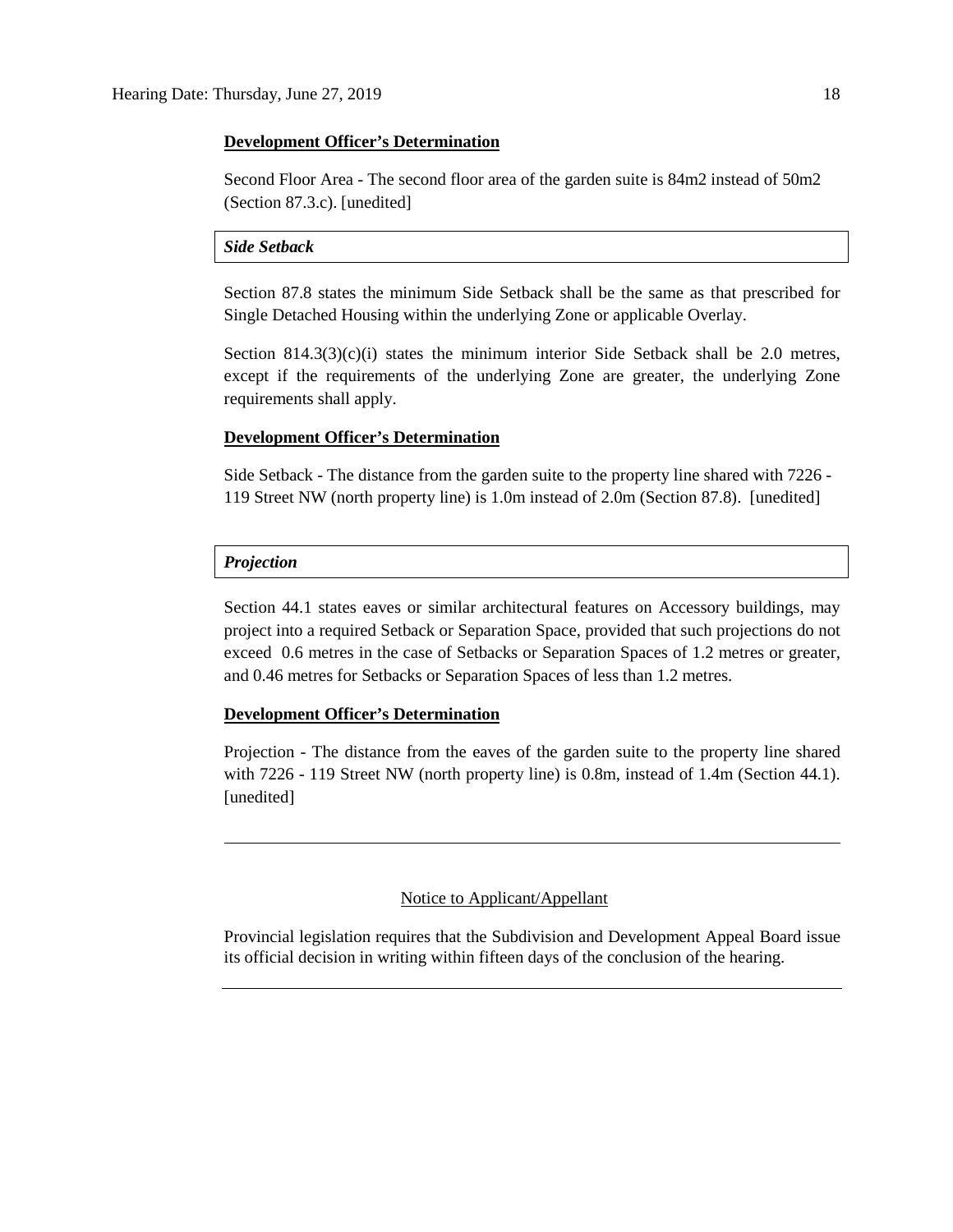**Development Officer's Determination**

Second Floor Area - The second floor area of the garden suite is 84m2 instead of 50m2 (Section 87.3.c). [unedited]

***Side Setback***

Section 87.8 states the minimum Side Setback shall be the same as that prescribed for Single Detached Housing within the underlying Zone or applicable Overlay.

Section 814.3(3)(c)(i) states the minimum interior Side Setback shall be 2.0 metres, except if the requirements of the underlying Zone are greater, the underlying Zone requirements shall apply.

**Development Officer's Determination**

Side Setback - The distance from the garden suite to the property line shared with 7226 - 119 Street NW (north property line) is 1.0m instead of 2.0m (Section 87.8). [unedited]

***Projection***

Section 44.1 states eaves or similar architectural features on Accessory buildings, may project into a required Setback or Separation Space, provided that such projections do not exceed 0.6 metres in the case of Setbacks or Separation Spaces of 1.2 metres or greater, and 0.46 metres for Setbacks or Separation Spaces of less than 1.2 metres.

**Development Officer's Determination**

Projection - The distance from the eaves of the garden suite to the property line shared with 7226 - 119 Street NW (north property line) is 0.8m, instead of 1.4m (Section 44.1). [unedited]

---

Notice to Applicant/Appellant

Provincial legislation requires that the Subdivision and Development Appeal Board issue its official decision in writing within fifteen days of the conclusion of the hearing.

---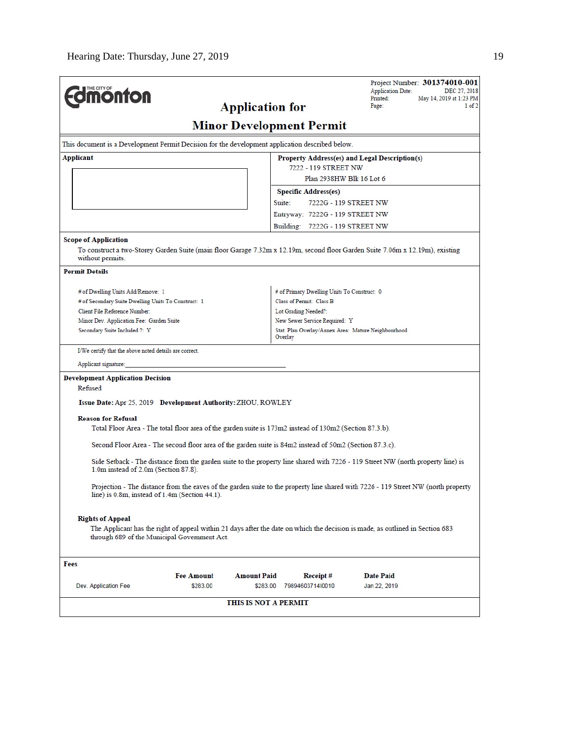Hearing Date: Thursday, June 27, 2019

THE CITY OF **Edmonton**

# Application for Minor Development Permit

Project Number: **301374010-001**
Application Date: DEC 27, 2018
Printed: May 14, 2019 at 1:23 PM
Page: 1 of 2

This document is a Development Permit Decision for the development application described below.

**Applicant**

**Property Address(es) and Legal Description(s)**
7222 - 119 STREET NW
Plan 2938HW Blk 16 Lot 6

**Specific Address(es)**
Suite: 7222G - 119 STREET NW
Entryway: 7222G - 119 STREET NW
Building: 7222G - 119 STREET NW

**Scope of Application**

To construct a two-Storey Garden Suite (main floor Garage 7.32m x 12.19m, second floor Garden Suite 7.06m x 12.19m), existing without permits.

**Permit Details**

# of Dwelling Units Add/Remove: 1
# of Secondary Suite Dwelling Units To Construct: 1
Client File Reference Number:
Minor Dev. Application Fee: Garden Suite
Secondary Suite Included ?: Y

# of Primary Dwelling Units To Construct: 0
Class of Permit: Class B
Lot Grading Needed?:
New Sewer Service Required: Y
Stat. Plan Overlay/Annex Area: Mature Neighbourhood Overlay

I/We certify that the above noted details are correct.

Applicant signature:

**Development Application Decision**

Refused

**Issue Date:** Apr 25, 2019 **Development Authority:** ZHOU, ROWLEY

**Reason for Refusal**

Total Floor Area - The total floor area of the garden suite is 173m2 instead of 130m2 (Section 87.3.b).

Second Floor Area - The second floor area of the garden suite is 84m2 instead of 50m2 (Section 87.3.c).

Side Setback - The distance from the garden suite to the property line shared with 7226 - 119 Street NW (north property line) is 1.0m instead of 2.0m (Section 87.8).

Projection - The distance from the eaves of the garden suite to the property line shared with 7226 - 119 Street NW (north property line) is 0.8m, instead of 1.4m (Section 44.1).

**Rights of Appeal**

The Applicant has the right of appeal within 21 days after the date on which the decision is made, as outlined in Section 683 through 689 of the Municipal Government Act.

**Fees**

| | Fee Amount | Amount Paid | Receipt # | Date Paid |
|---|---|---|---|---|
| Dev. Application Fee | $283.00 | $283.00 | 798946037141I0010 | Jan 22, 2019 |

**THIS IS NOT A PERMIT**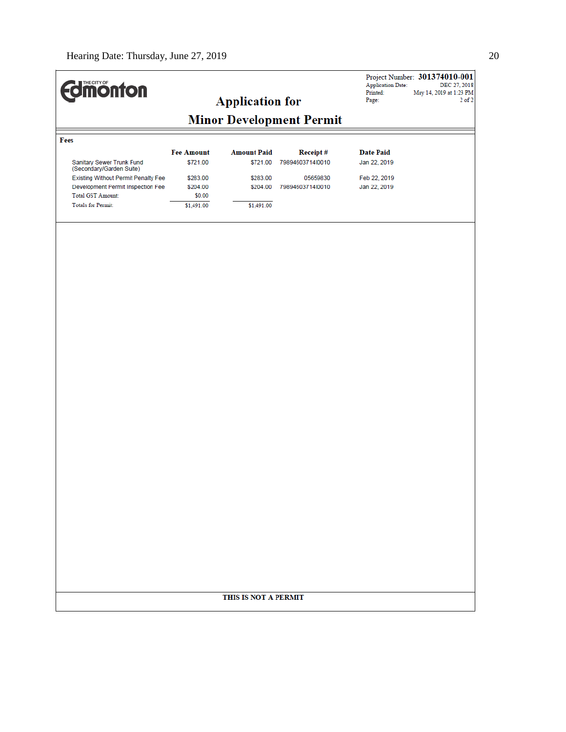Hearing Date: Thursday, June 27, 2019

THE CITY OF Edmonton

# Application for

# Minor Development Permit

Project Number: **301374010-001**
Application Date: DEC 27, 2018
Printed: May 14, 2019 at 1:23 PM
Page: 2 of 2

**Fees**

| | Fee Amount | Amount Paid | Receipt # | Date Paid |
|---|---|---|---|---|
| Sanitary Sewer Trunk Fund (Secondary/Garden Suite) | $721.00 | $721.00 | 79894603714I0010 | Jan 22, 2019 |
| Existing Without Permit Penalty Fee | $283.00 | $283.00 | 05659830 | Feb 22, 2019 |
| Development Permit Inspection Fee | $204.00 | $204.00 | 79894603714I0010 | Jan 22, 2019 |
| Total GST Amount: | $0.00 | | | |
| Totals for Permit: | $1,491.00 | $1,491.00 | | |

**THIS IS NOT A PERMIT**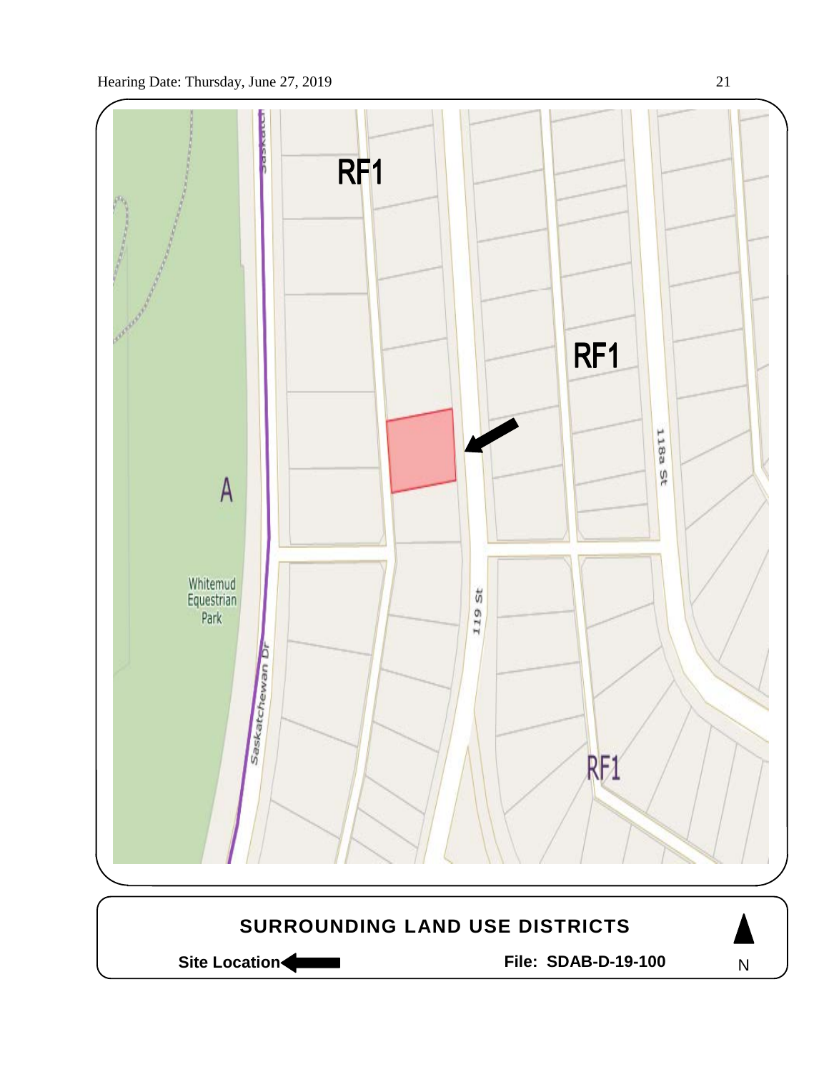RF1

RF1

A

Whitemud Equestrian Park

Saskatchewan Dr

119 St

118a St

RF1

## SURROUNDING LAND USE DISTRICTS

**Site Location** ◀

**File: SDAB-D-19-100**

N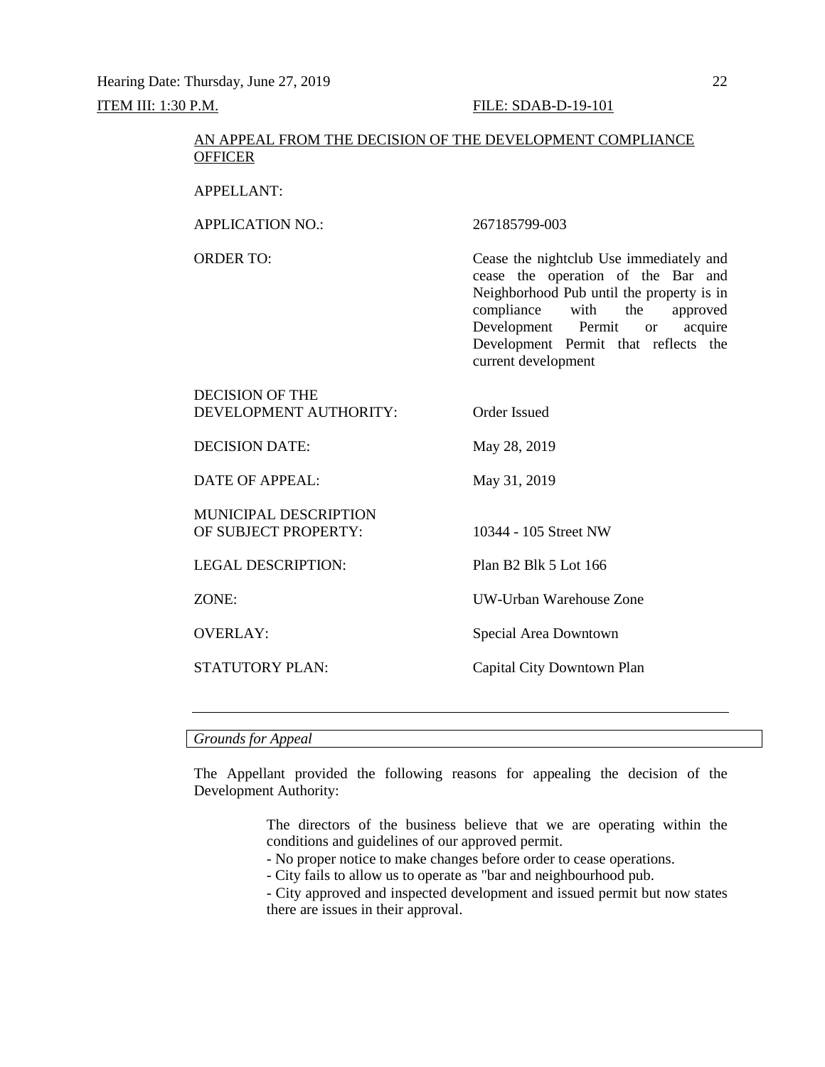ITEM III: 1:30 P.M. FILE: SDAB-D-19-101

AN APPEAL FROM THE DECISION OF THE DEVELOPMENT COMPLIANCE OFFICER

| | |
|---|---|
| APPELLANT: | |
| APPLICATION NO.: | 267185799-003 |
| ORDER TO: | Cease the nightclub Use immediately and cease the operation of the Bar and Neighborhood Pub until the property is in compliance with the approved Development Permit or acquire Development Permit that reflects the current development |
| DECISION OF THE DEVELOPMENT AUTHORITY: | Order Issued |
| DECISION DATE: | May 28, 2019 |
| DATE OF APPEAL: | May 31, 2019 |
| MUNICIPAL DESCRIPTION OF SUBJECT PROPERTY: | 10344 - 105 Street NW |
| LEGAL DESCRIPTION: | Plan B2 Blk 5 Lot 166 |
| ZONE: | UW-Urban Warehouse Zone |
| OVERLAY: | Special Area Downtown |
| STATUTORY PLAN: | Capital City Downtown Plan |

---

*Grounds for Appeal*

The Appellant provided the following reasons for appealing the decision of the Development Authority:

> The directors of the business believe that we are operating within the conditions and guidelines of our approved permit.
>
> - No proper notice to make changes before order to cease operations.
> - City fails to allow us to operate as "bar and neighbourhood pub.
> - City approved and inspected development and issued permit but now states there are issues in their approval.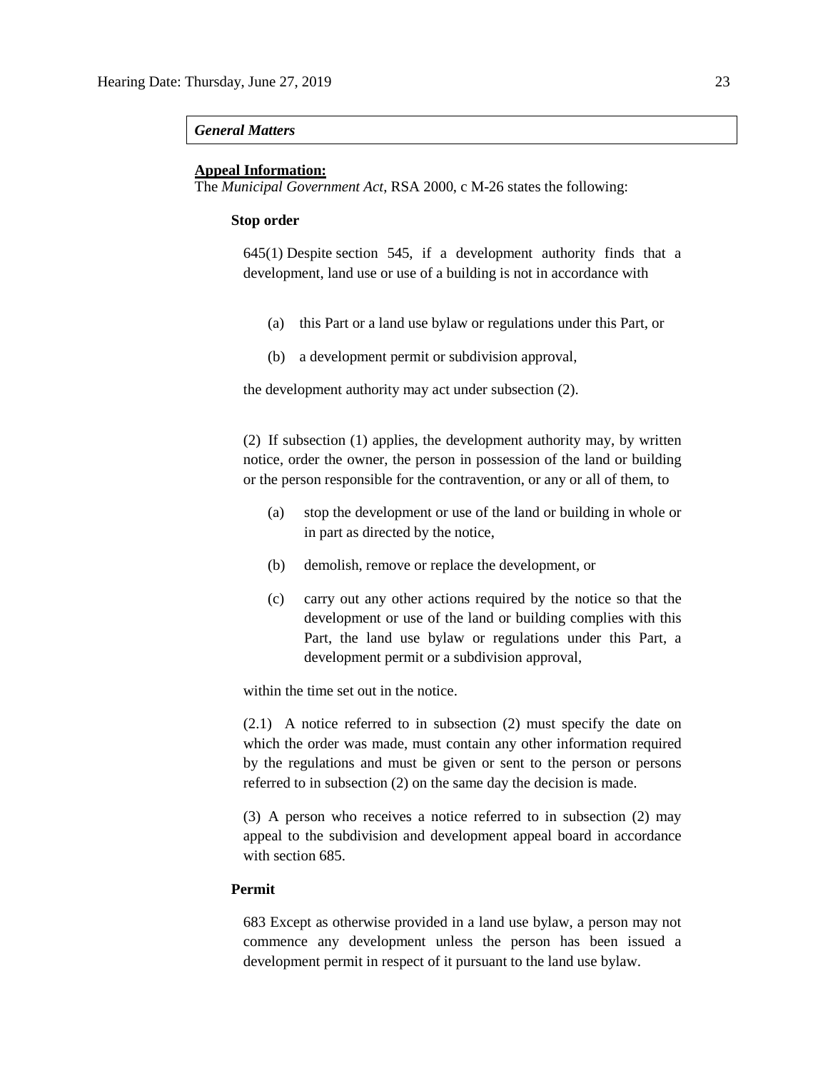***General Matters***

**Appeal Information:**

The *Municipal Government Act*, RSA 2000, c M-26 states the following:

**Stop order**

645(1) Despite section 545, if a development authority finds that a development, land use or use of a building is not in accordance with

(a) this Part or a land use bylaw or regulations under this Part, or

(b) a development permit or subdivision approval,

the development authority may act under subsection (2).

(2) If subsection (1) applies, the development authority may, by written notice, order the owner, the person in possession of the land or building or the person responsible for the contravention, or any or all of them, to

(a) stop the development or use of the land or building in whole or in part as directed by the notice,

(b) demolish, remove or replace the development, or

(c) carry out any other actions required by the notice so that the development or use of the land or building complies with this Part, the land use bylaw or regulations under this Part, a development permit or a subdivision approval,

within the time set out in the notice.

(2.1) A notice referred to in subsection (2) must specify the date on which the order was made, must contain any other information required by the regulations and must be given or sent to the person or persons referred to in subsection (2) on the same day the decision is made.

(3) A person who receives a notice referred to in subsection (2) may appeal to the subdivision and development appeal board in accordance with section 685.

**Permit**

683 Except as otherwise provided in a land use bylaw, a person may not commence any development unless the person has been issued a development permit in respect of it pursuant to the land use bylaw.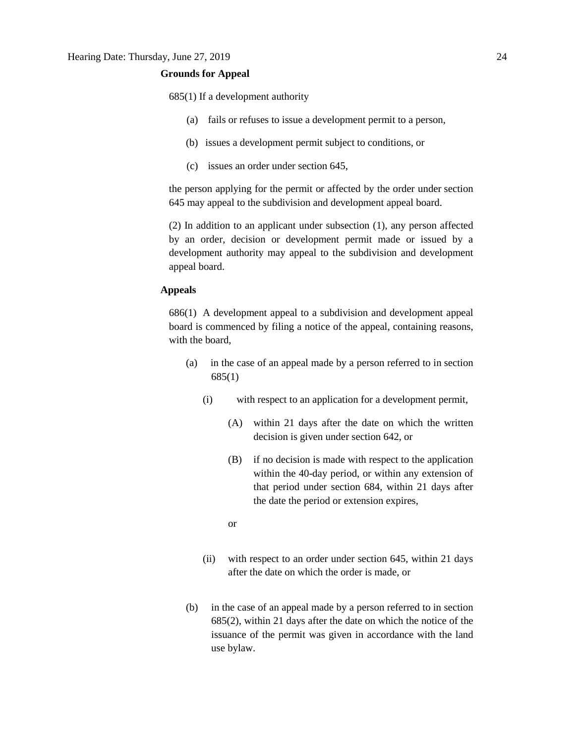**Grounds for Appeal**

685(1) If a development authority

(a) fails or refuses to issue a development permit to a person,

(b) issues a development permit subject to conditions, or

(c) issues an order under section 645,

the person applying for the permit or affected by the order under section 645 may appeal to the subdivision and development appeal board.

(2) In addition to an applicant under subsection (1), any person affected by an order, decision or development permit made or issued by a development authority may appeal to the subdivision and development appeal board.

**Appeals**

686(1) A development appeal to a subdivision and development appeal board is commenced by filing a notice of the appeal, containing reasons, with the board,

(a) in the case of an appeal made by a person referred to in section 685(1)

(i) with respect to an application for a development permit,

(A) within 21 days after the date on which the written decision is given under section 642, or

(B) if no decision is made with respect to the application within the 40-day period, or within any extension of that period under section 684, within 21 days after the date the period or extension expires,

or

(ii) with respect to an order under section 645, within 21 days after the date on which the order is made, or

(b) in the case of an appeal made by a person referred to in section 685(2), within 21 days after the date on which the notice of the issuance of the permit was given in accordance with the land use bylaw.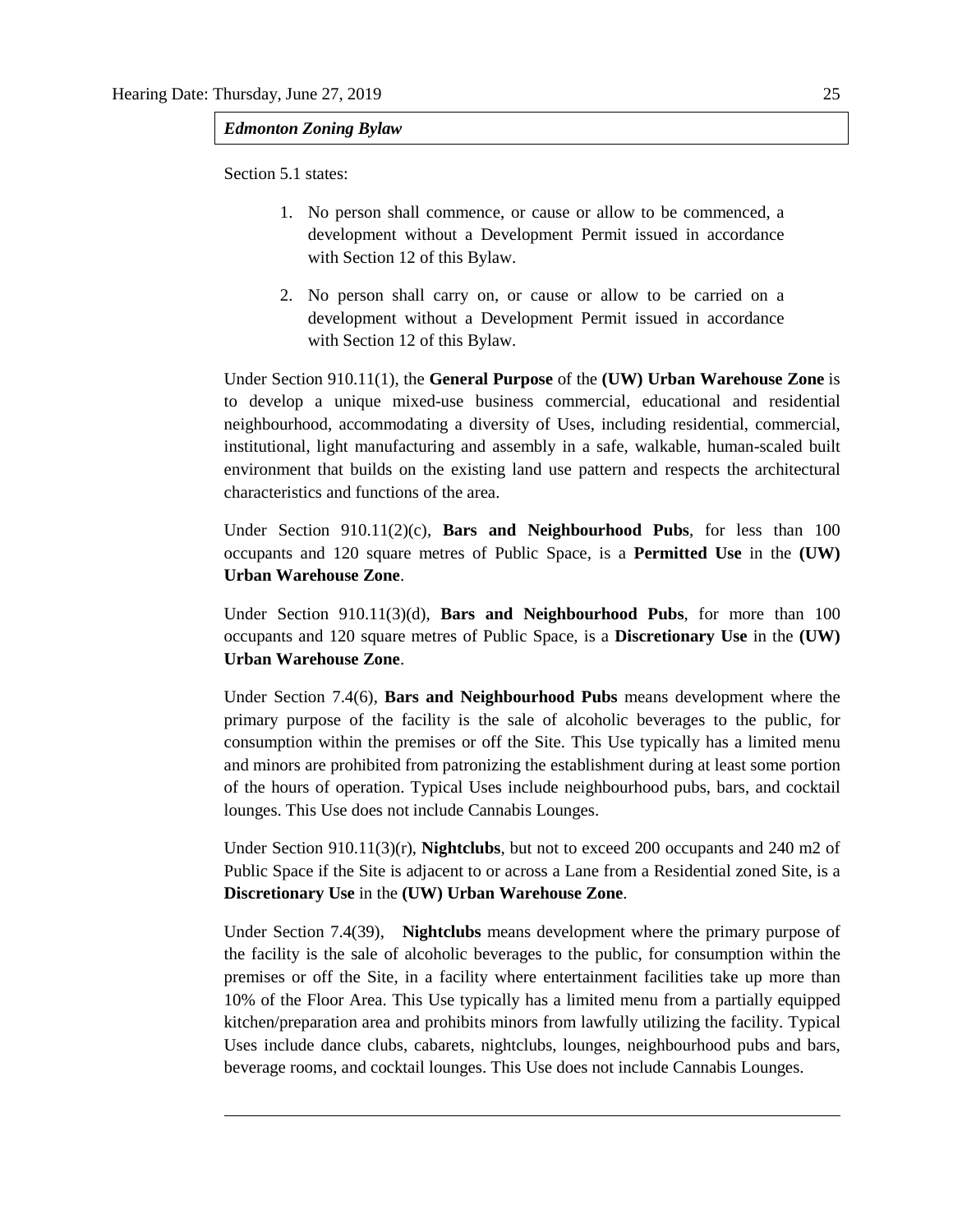***Edmonton Zoning Bylaw***

Section 5.1 states:

1. No person shall commence, or cause or allow to be commenced, a development without a Development Permit issued in accordance with Section 12 of this Bylaw.
2. No person shall carry on, or cause or allow to be carried on a development without a Development Permit issued in accordance with Section 12 of this Bylaw.

Under Section 910.11(1), the **General Purpose** of the **(UW) Urban Warehouse Zone** is to develop a unique mixed-use business commercial, educational and residential neighbourhood, accommodating a diversity of Uses, including residential, commercial, institutional, light manufacturing and assembly in a safe, walkable, human-scaled built environment that builds on the existing land use pattern and respects the architectural characteristics and functions of the area.

Under Section 910.11(2)(c), **Bars and Neighbourhood Pubs**, for less than 100 occupants and 120 square metres of Public Space, is a **Permitted Use** in the **(UW) Urban Warehouse Zone**.

Under Section 910.11(3)(d), **Bars and Neighbourhood Pubs**, for more than 100 occupants and 120 square metres of Public Space, is a **Discretionary Use** in the **(UW) Urban Warehouse Zone**.

Under Section 7.4(6), **Bars and Neighbourhood Pubs** means development where the primary purpose of the facility is the sale of alcoholic beverages to the public, for consumption within the premises or off the Site. This Use typically has a limited menu and minors are prohibited from patronizing the establishment during at least some portion of the hours of operation. Typical Uses include neighbourhood pubs, bars, and cocktail lounges. This Use does not include Cannabis Lounges.

Under Section 910.11(3)(r), **Nightclubs**, but not to exceed 200 occupants and 240 m2 of Public Space if the Site is adjacent to or across a Lane from a Residential zoned Site, is a **Discretionary Use** in the **(UW) Urban Warehouse Zone**.

Under Section 7.4(39), **Nightclubs** means development where the primary purpose of the facility is the sale of alcoholic beverages to the public, for consumption within the premises or off the Site, in a facility where entertainment facilities take up more than 10% of the Floor Area. This Use typically has a limited menu from a partially equipped kitchen/preparation area and prohibits minors from lawfully utilizing the facility. Typical Uses include dance clubs, cabarets, nightclubs, lounges, neighbourhood pubs and bars, beverage rooms, and cocktail lounges. This Use does not include Cannabis Lounges.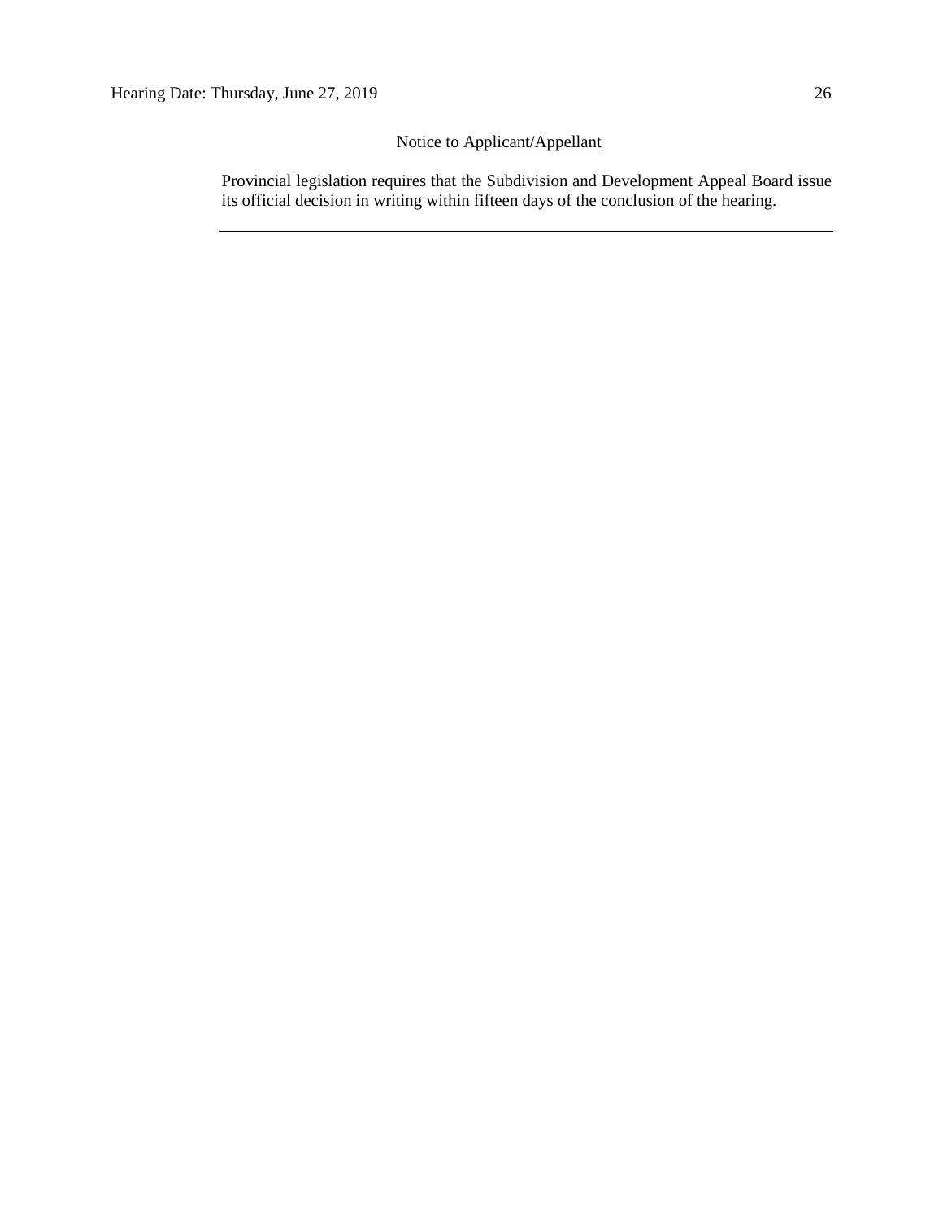<u>Notice to Applicant/Appellant</u>

Provincial legislation requires that the Subdivision and Development Appeal Board issue its official decision in writing within fifteen days of the conclusion of the hearing.

---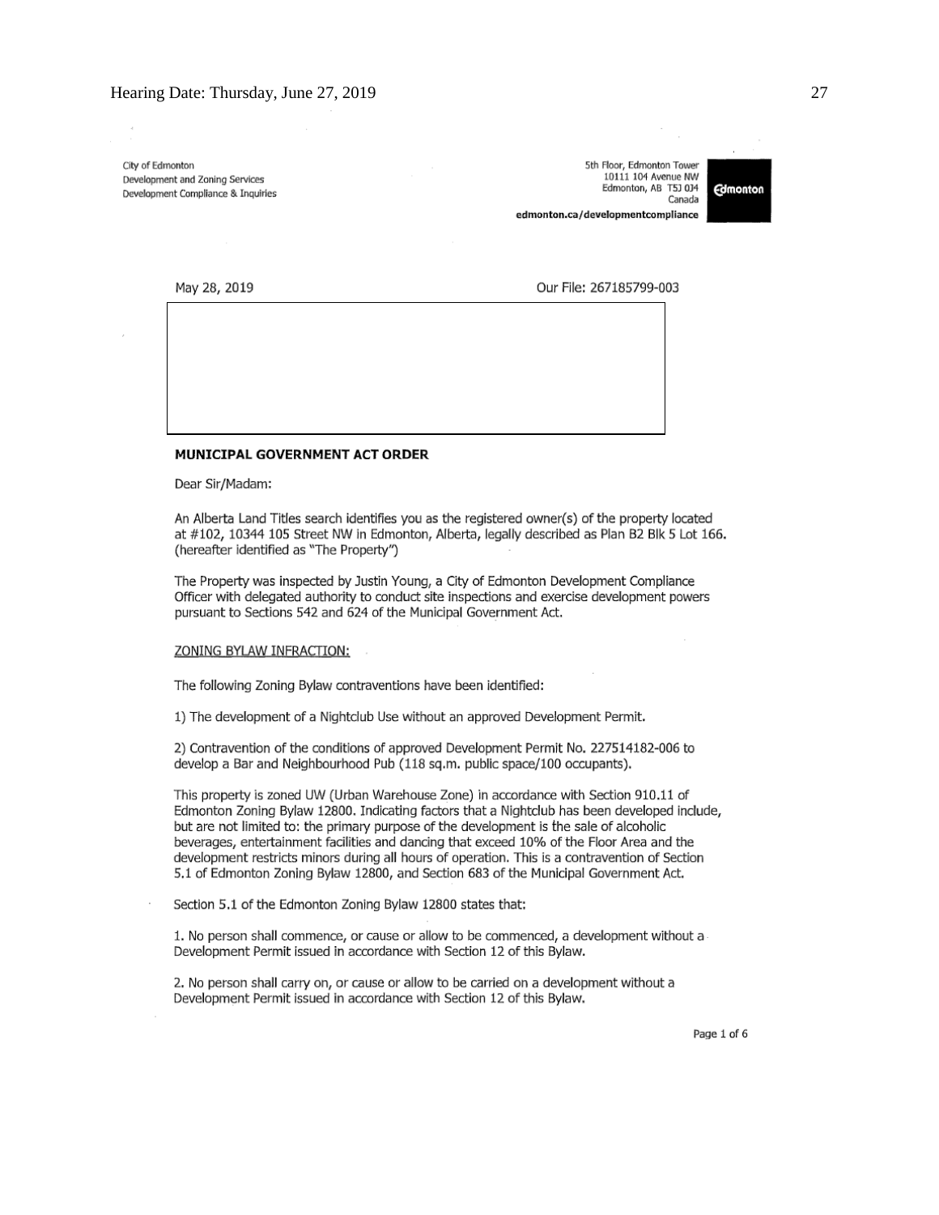City of Edmonton
Development and Zoning Services
Development Compliance & Inquiries

5th Floor, Edmonton Tower
10111 104 Avenue NW
Edmonton, AB T5J 0J4
Canada
**edmonton.ca/developmentcompliance**

May 28, 2019

Our File: 267185799-003

**MUNICIPAL GOVERNMENT ACT ORDER**

Dear Sir/Madam:

An Alberta Land Titles search identifies you as the registered owner(s) of the property located at #102, 10344 105 Street NW in Edmonton, Alberta, legally described as Plan B2 Blk 5 Lot 166. (hereafter identified as "The Property")

The Property was inspected by Justin Young, a City of Edmonton Development Compliance Officer with delegated authority to conduct site inspections and exercise development powers pursuant to Sections 542 and 624 of the Municipal Government Act.

ZONING BYLAW INFRACTION:

The following Zoning Bylaw contraventions have been identified:

1) The development of a Nightclub Use without an approved Development Permit.

2) Contravention of the conditions of approved Development Permit No. 227514182-006 to develop a Bar and Neighbourhood Pub (118 sq.m. public space/100 occupants).

This property is zoned UW (Urban Warehouse Zone) in accordance with Section 910.11 of Edmonton Zoning Bylaw 12800. Indicating factors that a Nightclub has been developed include, but are not limited to: the primary purpose of the development is the sale of alcoholic beverages, entertainment facilities and dancing that exceed 10% of the Floor Area and the development restricts minors during all hours of operation. This is a contravention of Section 5.1 of Edmonton Zoning Bylaw 12800, and Section 683 of the Municipal Government Act.

Section 5.1 of the Edmonton Zoning Bylaw 12800 states that:

1. No person shall commence, or cause or allow to be commenced, a development without a Development Permit issued in accordance with Section 12 of this Bylaw.

2. No person shall carry on, or cause or allow to be carried on a development without a Development Permit issued in accordance with Section 12 of this Bylaw.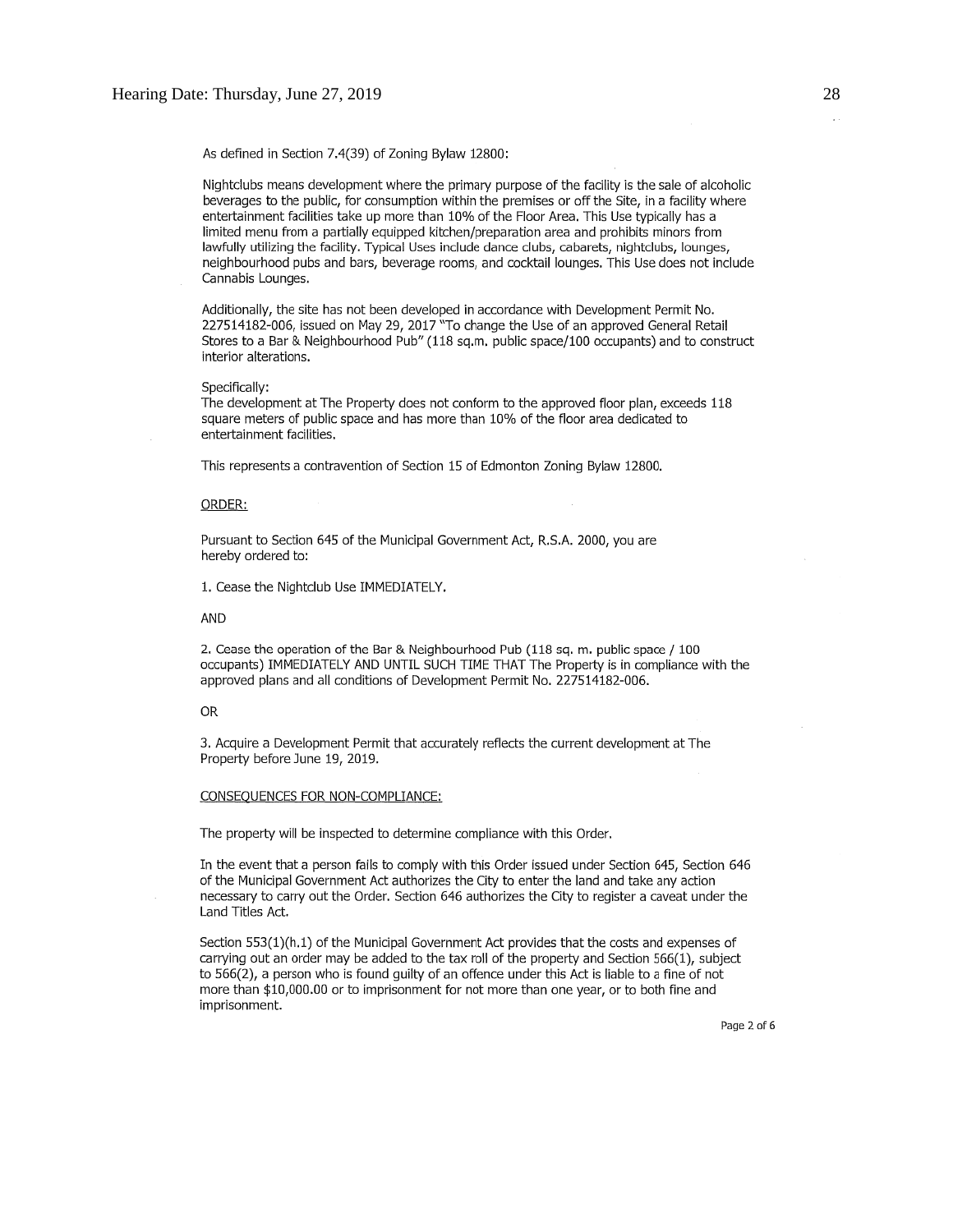As defined in Section 7.4(39) of Zoning Bylaw 12800:

Nightclubs means development where the primary purpose of the facility is the sale of alcoholic beverages to the public, for consumption within the premises or off the Site, in a facility where entertainment facilities take up more than 10% of the Floor Area. This Use typically has a limited menu from a partially equipped kitchen/preparation area and prohibits minors from lawfully utilizing the facility. Typical Uses include dance clubs, cabarets, nightclubs, lounges, neighbourhood pubs and bars, beverage rooms, and cocktail lounges. This Use does not include Cannabis Lounges.

Additionally, the site has not been developed in accordance with Development Permit No. 227514182-006, issued on May 29, 2017 "To change the Use of an approved General Retail Stores to a Bar & Neighbourhood Pub" (118 sq.m. public space/100 occupants) and to construct interior alterations.

Specifically:
The development at The Property does not conform to the approved floor plan, exceeds 118 square meters of public space and has more than 10% of the floor area dedicated to entertainment facilities.

This represents a contravention of Section 15 of Edmonton Zoning Bylaw 12800.

ORDER:

Pursuant to Section 645 of the Municipal Government Act, R.S.A. 2000, you are hereby ordered to:

1. Cease the Nightclub Use IMMEDIATELY.

AND

2. Cease the operation of the Bar & Neighbourhood Pub (118 sq. m. public space / 100 occupants) IMMEDIATELY AND UNTIL SUCH TIME THAT The Property is in compliance with the approved plans and all conditions of Development Permit No. 227514182-006.

OR

3. Acquire a Development Permit that accurately reflects the current development at The Property before June 19, 2019.

CONSEQUENCES FOR NON-COMPLIANCE:

The property will be inspected to determine compliance with this Order.

In the event that a person fails to comply with this Order issued under Section 645, Section 646 of the Municipal Government Act authorizes the City to enter the land and take any action necessary to carry out the Order. Section 646 authorizes the City to register a caveat under the Land Titles Act.

Section 553(1)(h.1) of the Municipal Government Act provides that the costs and expenses of carrying out an order may be added to the tax roll of the property and Section 566(1), subject to 566(2), a person who is found guilty of an offence under this Act is liable to a fine of not more than $10,000.00 or to imprisonment for not more than one year, or to both fine and imprisonment.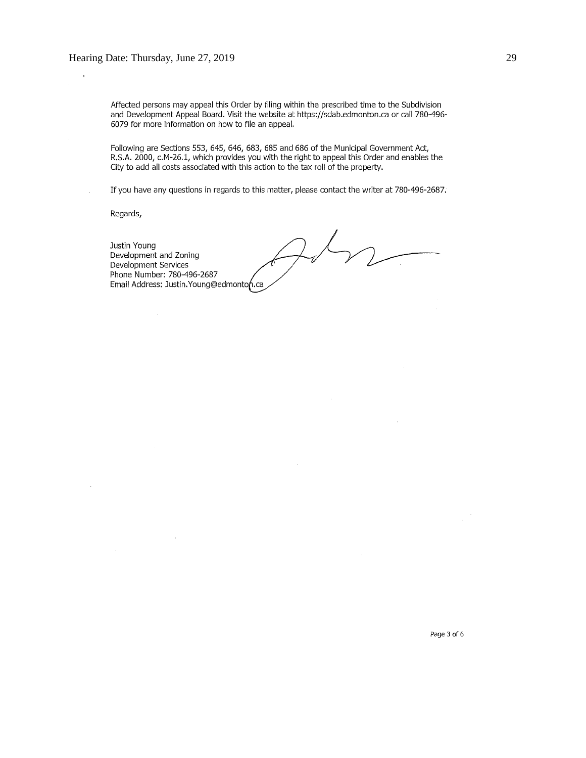Affected persons may appeal this Order by filing within the prescribed time to the Subdivision and Development Appeal Board. Visit the website at https://sdab.edmonton.ca or call 780-496-6079 for more information on how to file an appeal.

Following are Sections 553, 645, 646, 683, 685 and 686 of the Municipal Government Act, R.S.A. 2000, c.M-26.1, which provides you with the right to appeal this Order and enables the City to add all costs associated with this action to the tax roll of the property.

If you have any questions in regards to this matter, please contact the writer at 780-496-2687.

Regards,

Justin Young
Development and Zoning
Development Services
Phone Number: 780-496-2687
Email Address: Justin.Young@edmonton.ca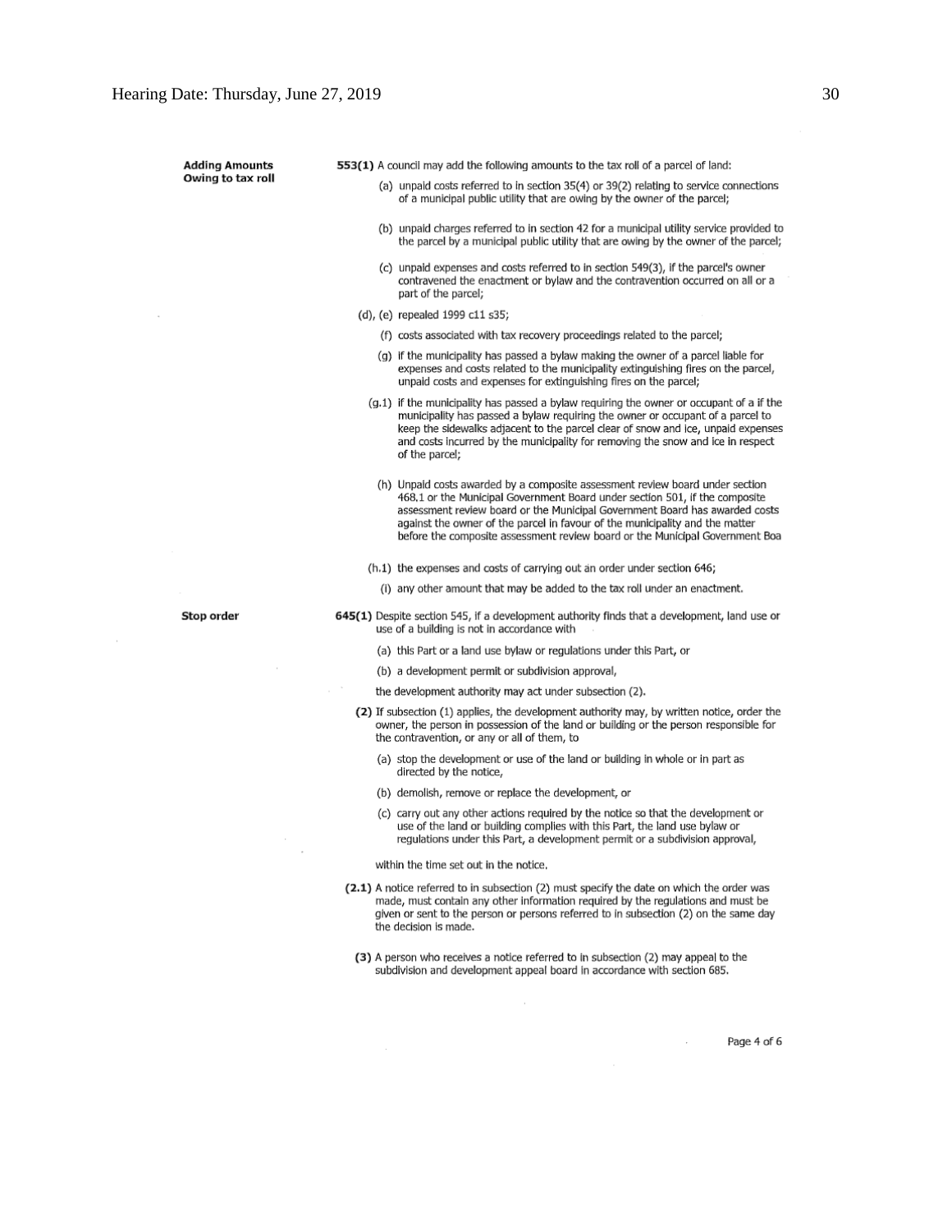**Adding Amounts Owing to tax roll**

**553(1)** A council may add the following amounts to the tax roll of a parcel of land:

(a) unpaid costs referred to in section 35(4) or 39(2) relating to service connections of a municipal public utility that are owing by the owner of the parcel;

(b) unpaid charges referred to in section 42 for a municipal utility service provided to the parcel by a municipal public utility that are owing by the owner of the parcel;

(c) unpaid expenses and costs referred to in section 549(3), if the parcel's owner contravened the enactment or bylaw and the contravention occurred on all or a part of the parcel;

(d), (e) repealed 1999 c11 s35;

(f) costs associated with tax recovery proceedings related to the parcel;

(g) if the municipality has passed a bylaw making the owner of a parcel liable for expenses and costs related to the municipality extinguishing fires on the parcel, unpaid costs and expenses for extinguishing fires on the parcel;

(g.1) if the municipality has passed a bylaw requiring the owner or occupant of a if the municipality has passed a bylaw requiring the owner or occupant of a parcel to keep the sidewalks adjacent to the parcel clear of snow and ice, unpaid expenses and costs incurred by the municipality for removing the snow and ice in respect of the parcel;

(h) Unpaid costs awarded by a composite assessment review board under section 468.1 or the Municipal Government Board under section 501, if the composite assessment review board or the Municipal Government Board has awarded costs against the owner of the parcel in favour of the municipality and the matter before the composite assessment review board or the Municipal Government Boa

(h.1) the expenses and costs of carrying out an order under section 646;

(i) any other amount that may be added to the tax roll under an enactment.

**Stop order**

**645(1)** Despite section 545, if a development authority finds that a development, land use or use of a building is not in accordance with

(a) this Part or a land use bylaw or regulations under this Part, or

(b) a development permit or subdivision approval,

the development authority may act under subsection (2).

**(2)** If subsection (1) applies, the development authority may, by written notice, order the owner, the person in possession of the land or building or the person responsible for the contravention, or any or all of them, to

(a) stop the development or use of the land or building in whole or in part as directed by the notice,

(b) demolish, remove or replace the development, or

(c) carry out any other actions required by the notice so that the development or use of the land or building complies with this Part, the land use bylaw or regulations under this Part, a development permit or a subdivision approval,

within the time set out in the notice.

**(2.1)** A notice referred to in subsection (2) must specify the date on which the order was made, must contain any other information required by the regulations and must be given or sent to the person or persons referred to in subsection (2) on the same day the decision is made.

**(3)** A person who receives a notice referred to in subsection (2) may appeal to the subdivision and development appeal board in accordance with section 685.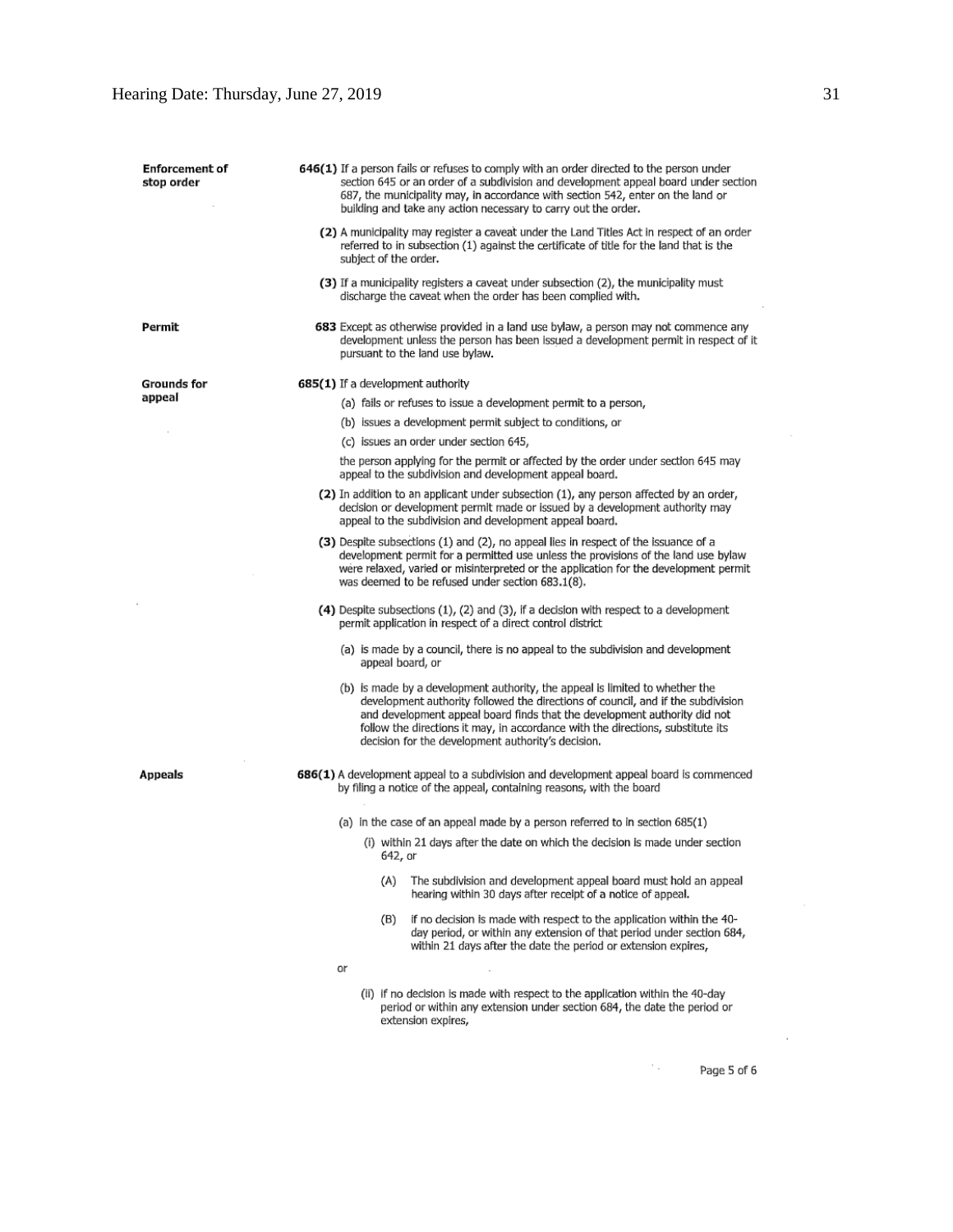**Enforcement of stop order**

**646(1)** If a person fails or refuses to comply with an order directed to the person under section 645 or an order of a subdivision and development appeal board under section 687, the municipality may, in accordance with section 542, enter on the land or building and take any action necessary to carry out the order.

**(2)** A municipality may register a caveat under the Land Titles Act in respect of an order referred to in subsection (1) against the certificate of title for the land that is the subject of the order.

**(3)** If a municipality registers a caveat under subsection (2), the municipality must discharge the caveat when the order has been complied with.

**Permit**

**683** Except as otherwise provided in a land use bylaw, a person may not commence any development unless the person has been issued a development permit in respect of it pursuant to the land use bylaw.

**Grounds for appeal**

**685(1)** If a development authority

(a) fails or refuses to issue a development permit to a person,

(b) issues a development permit subject to conditions, or

(c) issues an order under section 645,

the person applying for the permit or affected by the order under section 645 may appeal to the subdivision and development appeal board.

**(2)** In addition to an applicant under subsection (1), any person affected by an order, decision or development permit made or issued by a development authority may appeal to the subdivision and development appeal board.

**(3)** Despite subsections (1) and (2), no appeal lies in respect of the issuance of a development permit for a permitted use unless the provisions of the land use bylaw were relaxed, varied or misinterpreted or the application for the development permit was deemed to be refused under section 683.1(8).

**(4)** Despite subsections (1), (2) and (3), if a decision with respect to a development permit application in respect of a direct control district

(a) is made by a council, there is no appeal to the subdivision and development appeal board, or

(b) is made by a development authority, the appeal is limited to whether the development authority followed the directions of council, and if the subdivision and development appeal board finds that the development authority did not follow the directions it may, in accordance with the directions, substitute its decision for the development authority's decision.

**Appeals**

**686(1)** A development appeal to a subdivision and development appeal board is commenced by filing a notice of the appeal, containing reasons, with the board

(a) in the case of an appeal made by a person referred to in section 685(1)

(i) within 21 days after the date on which the decision is made under section 642, or

(A) The subdivision and development appeal board must hold an appeal hearing within 30 days after receipt of a notice of appeal.

(B) if no decision is made with respect to the application within the 40-day period, or within any extension of that period under section 684, within 21 days after the date the period or extension expires,

or

(ii) if no decision is made with respect to the application within the 40-day period or within any extension under section 684, the date the period or extension expires,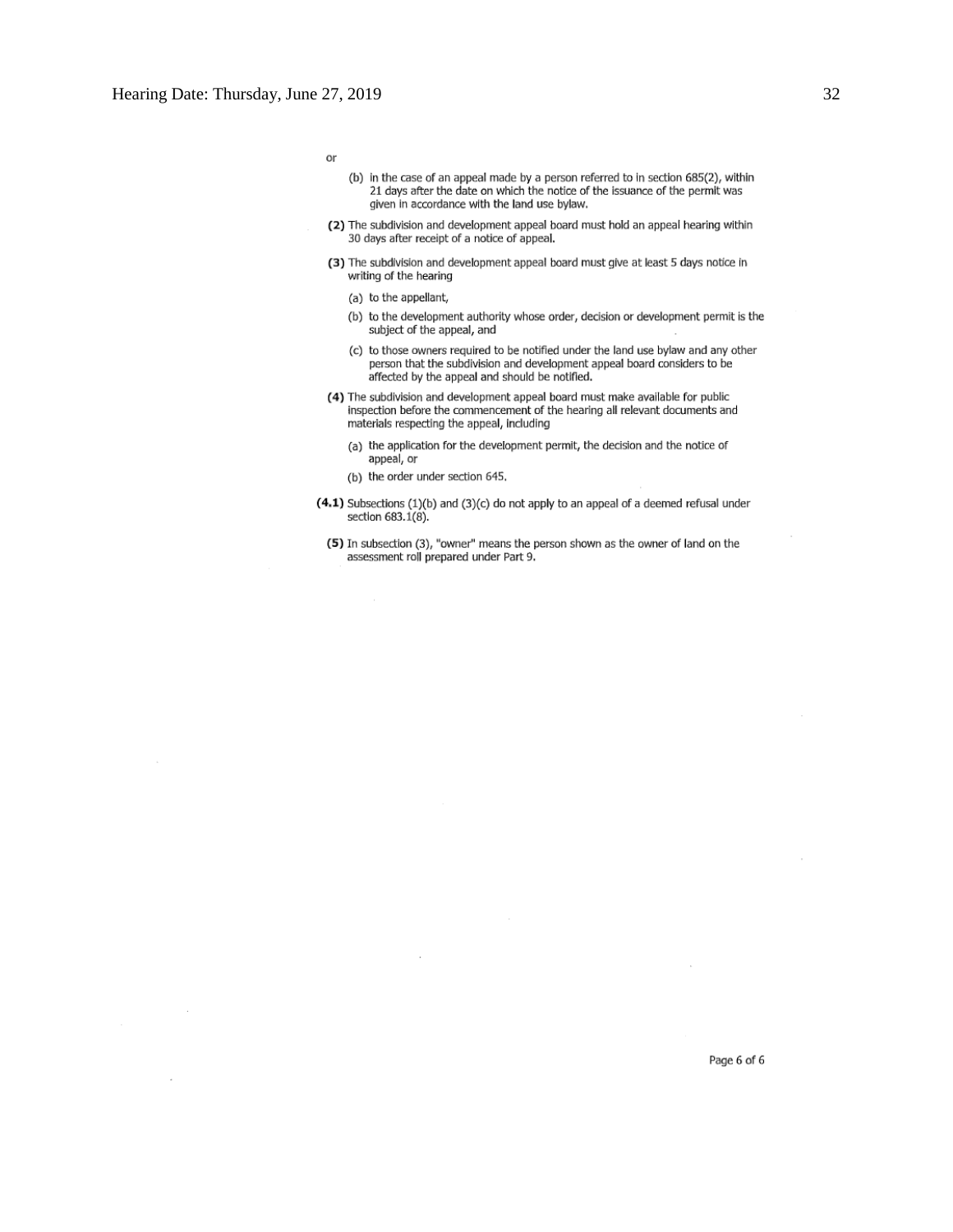or

(b) in the case of an appeal made by a person referred to in section 685(2), within 21 days after the date on which the notice of the issuance of the permit was given in accordance with the land use bylaw.

**(2)** The subdivision and development appeal board must hold an appeal hearing within 30 days after receipt of a notice of appeal.

**(3)** The subdivision and development appeal board must give at least 5 days notice in writing of the hearing

(a) to the appellant,

(b) to the development authority whose order, decision or development permit is the subject of the appeal, and

(c) to those owners required to be notified under the land use bylaw and any other person that the subdivision and development appeal board considers to be affected by the appeal and should be notified.

**(4)** The subdivision and development appeal board must make available for public inspection before the commencement of the hearing all relevant documents and materials respecting the appeal, including

(a) the application for the development permit, the decision and the notice of appeal, or

(b) the order under section 645.

**(4.1)** Subsections (1)(b) and (3)(c) do not apply to an appeal of a deemed refusal under section 683.1(8).

**(5)** In subsection (3), "owner" means the person shown as the owner of land on the assessment roll prepared under Part 9.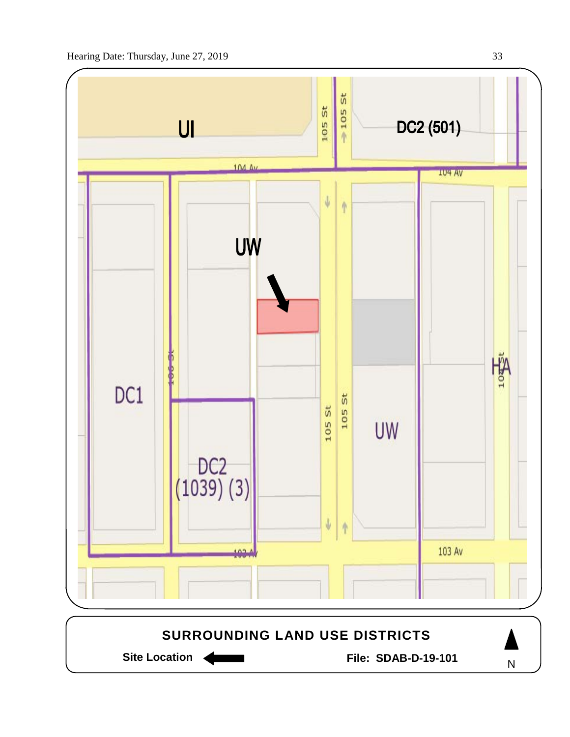UI

105 St

105 St

DC2 (501)

104 Av

104 Av

UW

106 St

DC1

DC2 (1039) (3)

105 St

105 St

UW

HA

102 St

103 Av

103 Av

**SURROUNDING LAND USE DISTRICTS**

**Site Location**

**File: SDAB-D-19-101**

N